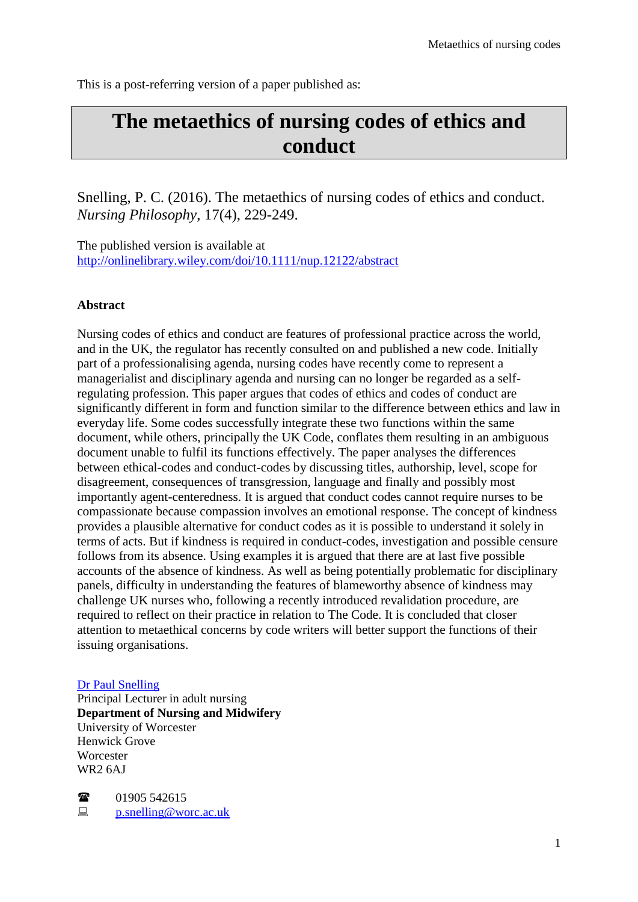This is a post-referring version of a paper published as:

# The metaethics of nursing codes of ethics and conduct

Snelling, P. C. (2016). The metaethics of nursing codes of ethics and conduct. *Nursing Philosophy*, 17(4), 229-249.

The published version is available at
http://onlinelibrary.wiley.com/doi/10.1111/nup.12122/abstract

**Abstract**

Nursing codes of ethics and conduct are features of professional practice across the world, and in the UK, the regulator has recently consulted on and published a new code. Initially part of a professionalising agenda, nursing codes have recently come to represent a managerialist and disciplinary agenda and nursing can no longer be regarded as a self-regulating profession. This paper argues that codes of ethics and codes of conduct are significantly different in form and function similar to the difference between ethics and law in everyday life. Some codes successfully integrate these two functions within the same document, while others, principally the UK Code, conflates them resulting in an ambiguous document unable to fulfil its functions effectively. The paper analyses the differences between ethical-codes and conduct-codes by discussing titles, authorship, level, scope for disagreement, consequences of transgression, language and finally and possibly most importantly agent-centeredness. It is argued that conduct codes cannot require nurses to be compassionate because compassion involves an emotional response. The concept of kindness provides a plausible alternative for conduct codes as it is possible to understand it solely in terms of acts. But if kindness is required in conduct-codes, investigation and possible censure follows from its absence. Using examples it is argued that there are at last five possible accounts of the absence of kindness. As well as being potentially problematic for disciplinary panels, difficulty in understanding the features of blameworthy absence of kindness may challenge UK nurses who, following a recently introduced revalidation procedure, are required to reflect on their practice in relation to The Code. It is concluded that closer attention to metaethical concerns by code writers will better support the functions of their issuing organisations.

Dr Paul Snelling
Principal Lecturer in adult nursing
**Department of Nursing and Midwifery**
University of Worcester
Henwick Grove
Worcester
WR2 6AJ

☎ 01905 542615
p.snelling@worc.ac.uk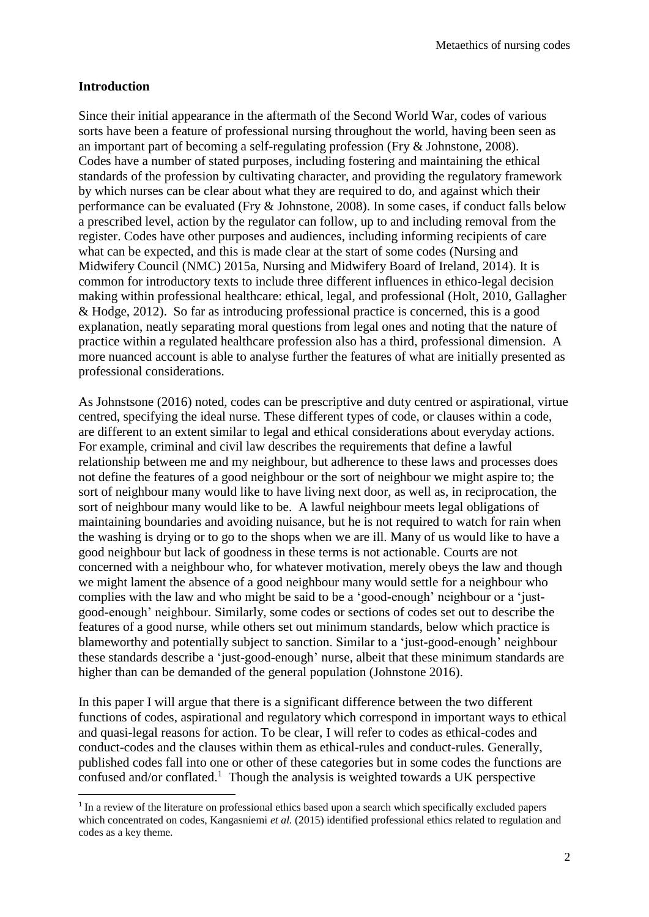## Introduction

Since their initial appearance in the aftermath of the Second World War, codes of various sorts have been a feature of professional nursing throughout the world, having been seen as an important part of becoming a self-regulating profession (Fry & Johnstone, 2008). Codes have a number of stated purposes, including fostering and maintaining the ethical standards of the profession by cultivating character, and providing the regulatory framework by which nurses can be clear about what they are required to do, and against which their performance can be evaluated (Fry & Johnstone, 2008). In some cases, if conduct falls below a prescribed level, action by the regulator can follow, up to and including removal from the register. Codes have other purposes and audiences, including informing recipients of care what can be expected, and this is made clear at the start of some codes (Nursing and Midwifery Council (NMC) 2015a, Nursing and Midwifery Board of Ireland, 2014). It is common for introductory texts to include three different influences in ethico-legal decision making within professional healthcare: ethical, legal, and professional (Holt, 2010, Gallagher & Hodge, 2012). So far as introducing professional practice is concerned, this is a good explanation, neatly separating moral questions from legal ones and noting that the nature of practice within a regulated healthcare profession also has a third, professional dimension. A more nuanced account is able to analyse further the features of what are initially presented as professional considerations.

As Johnstsone (2016) noted, codes can be prescriptive and duty centred or aspirational, virtue centred, specifying the ideal nurse. These different types of code, or clauses within a code, are different to an extent similar to legal and ethical considerations about everyday actions. For example, criminal and civil law describes the requirements that define a lawful relationship between me and my neighbour, but adherence to these laws and processes does not define the features of a good neighbour or the sort of neighbour we might aspire to; the sort of neighbour many would like to have living next door, as well as, in reciprocation, the sort of neighbour many would like to be. A lawful neighbour meets legal obligations of maintaining boundaries and avoiding nuisance, but he is not required to watch for rain when the washing is drying or to go to the shops when we are ill. Many of us would like to have a good neighbour but lack of goodness in these terms is not actionable. Courts are not concerned with a neighbour who, for whatever motivation, merely obeys the law and though we might lament the absence of a good neighbour many would settle for a neighbour who complies with the law and who might be said to be a 'good-enough' neighbour or a 'just-good-enough' neighbour. Similarly, some codes or sections of codes set out to describe the features of a good nurse, while others set out minimum standards, below which practice is blameworthy and potentially subject to sanction. Similar to a 'just-good-enough' neighbour these standards describe a 'just-good-enough' nurse, albeit that these minimum standards are higher than can be demanded of the general population (Johnstone 2016).

In this paper I will argue that there is a significant difference between the two different functions of codes, aspirational and regulatory which correspond in important ways to ethical and quasi-legal reasons for action. To be clear, I will refer to codes as ethical-codes and conduct-codes and the clauses within them as ethical-rules and conduct-rules. Generally, published codes fall into one or other of these categories but in some codes the functions are confused and/or conflated.[1] Though the analysis is weighted towards a UK perspective

[1] In a review of the literature on professional ethics based upon a search which specifically excluded papers which concentrated on codes, Kangasniemi *et al.* (2015) identified professional ethics related to regulation and codes as a key theme.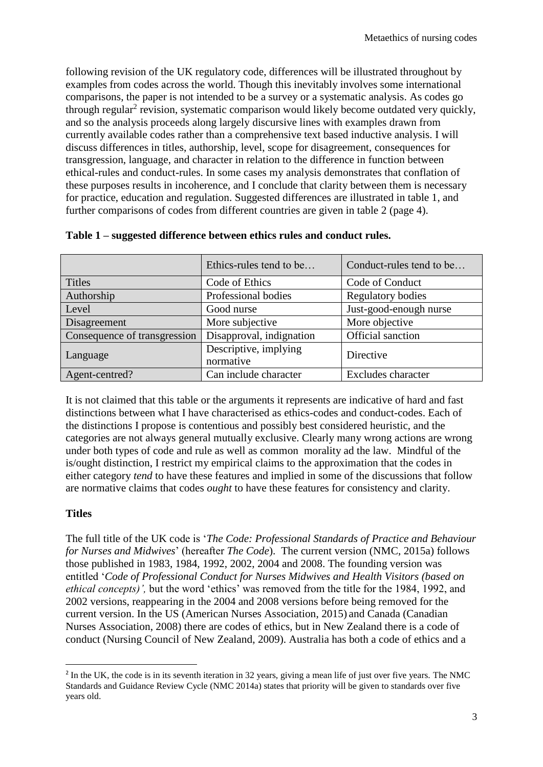following revision of the UK regulatory code, differences will be illustrated throughout by examples from codes across the world. Though this inevitably involves some international comparisons, the paper is not intended to be a survey or a systematic analysis. As codes go through regular[2] revision, systematic comparison would likely become outdated very quickly, and so the analysis proceeds along largely discursive lines with examples drawn from currently available codes rather than a comprehensive text based inductive analysis. I will discuss differences in titles, authorship, level, scope for disagreement, consequences for transgression, language, and character in relation to the difference in function between ethical-rules and conduct-rules. In some cases my analysis demonstrates that conflation of these purposes results in incoherence, and I conclude that clarity between them is necessary for practice, education and regulation. Suggested differences are illustrated in table 1, and further comparisons of codes from different countries are given in table 2 (page 4).

**Table 1 – suggested difference between ethics rules and conduct rules.**

| | Ethics-rules tend to be… | Conduct-rules tend to be… |
|---|---|---|
| Titles | Code of Ethics | Code of Conduct |
| Authorship | Professional bodies | Regulatory bodies |
| Level | Good nurse | Just-good-enough nurse |
| Disagreement | More subjective | More objective |
| Consequence of transgression | Disapproval, indignation | Official sanction |
| Language | Descriptive, implying normative | Directive |
| Agent-centred? | Can include character | Excludes character |

It is not claimed that this table or the arguments it represents are indicative of hard and fast distinctions between what I have characterised as ethics-codes and conduct-codes. Each of the distinctions I propose is contentious and possibly best considered heuristic, and the categories are not always general mutually exclusive. Clearly many wrong actions are wrong under both types of code and rule as well as common morality ad the law. Mindful of the is/ought distinction, I restrict my empirical claims to the approximation that the codes in either category *tend* to have these features and implied in some of the discussions that follow are normative claims that codes *ought* to have these features for consistency and clarity.

**Titles**

The full title of the UK code is '*The Code: Professional Standards of Practice and Behaviour for Nurses and Midwives*' (hereafter *The Code*). The current version (NMC, 2015a) follows those published in 1983, 1984, 1992, 2002, 2004 and 2008. The founding version was entitled '*Code of Professional Conduct for Nurses Midwives and Health Visitors (based on ethical concepts)',* but the word 'ethics' was removed from the title for the 1984, 1992, and 2002 versions, reappearing in the 2004 and 2008 versions before being removed for the current version. In the US (American Nurses Association, 2015) and Canada (Canadian Nurses Association, 2008) there are codes of ethics, but in New Zealand there is a code of conduct (Nursing Council of New Zealand, 2009). Australia has both a code of ethics and a

[2] In the UK, the code is in its seventh iteration in 32 years, giving a mean life of just over five years. The NMC Standards and Guidance Review Cycle (NMC 2014a) states that priority will be given to standards over five years old.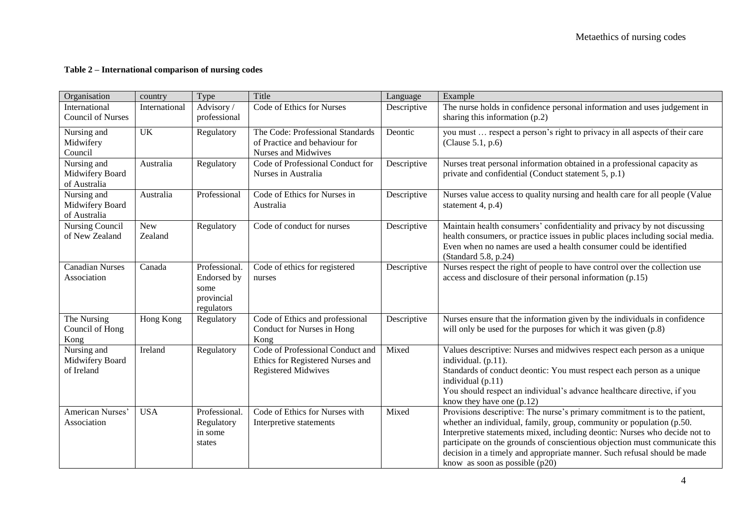**Table 2 – International comparison of nursing codes**

| Organisation | country | Type | Title | Language | Example |
|---|---|---|---|---|---|
| International Council of Nurses | International | Advisory / professional | Code of Ethics for Nurses | Descriptive | The nurse holds in confidence personal information and uses judgement in sharing this information (p.2) |
| Nursing and Midwifery Council | UK | Regulatory | The Code: Professional Standards of Practice and behaviour for Nurses and Midwives | Deontic | you must … respect a person's right to privacy in all aspects of their care (Clause 5.1, p.6) |
| Nursing and Midwifery Board of Australia | Australia | Regulatory | Code of Professional Conduct for Nurses in Australia | Descriptive | Nurses treat personal information obtained in a professional capacity as private and confidential (Conduct statement 5, p.1) |
| Nursing and Midwifery Board of Australia | Australia | Professional | Code of Ethics for Nurses in Australia | Descriptive | Nurses value access to quality nursing and health care for all people (Value statement 4, p.4) |
| Nursing Council of New Zealand | New Zealand | Regulatory | Code of conduct for nurses | Descriptive | Maintain health consumers' confidentiality and privacy by not discussing health consumers, or practice issues in public places including social media. Even when no names are used a health consumer could be identified (Standard 5.8, p.24) |
| Canadian Nurses Association | Canada | Professional. Endorsed by some provincial regulators | Code of ethics for registered nurses | Descriptive | Nurses respect the right of people to have control over the collection use access and disclosure of their personal information (p.15) |
| The Nursing Council of Hong Kong | Hong Kong | Regulatory | Code of Ethics and professional Conduct for Nurses in Hong Kong | Descriptive | Nurses ensure that the information given by the individuals in confidence will only be used for the purposes for which it was given (p.8) |
| Nursing and Midwifery Board of Ireland | Ireland | Regulatory | Code of Professional Conduct and Ethics for Registered Nurses and Registered Midwives | Mixed | Values descriptive: Nurses and midwives respect each person as a unique individual. (p.11). Standards of conduct deontic: You must respect each person as a unique individual (p.11) You should respect an individual's advance healthcare directive, if you know they have one (p.12) |
| American Nurses' Association | USA | Professional. Regulatory in some states | Code of Ethics for Nurses with Interpretive statements | Mixed | Provisions descriptive: The nurse's primary commitment is to the patient, whether an individual, family, group, community or population (p.50. Interpretive statements mixed, including deontic: Nurses who decide not to participate on the grounds of conscientious objection must communicate this decision in a timely and appropriate manner. Such refusal should be made know as soon as possible (p20) |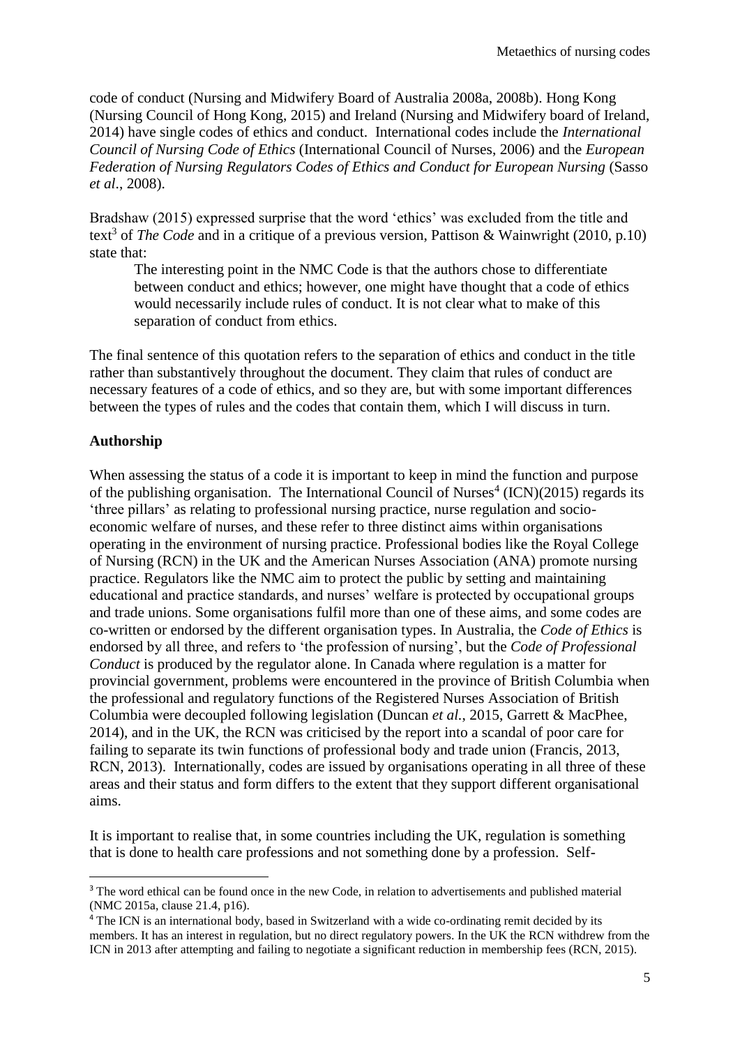code of conduct (Nursing and Midwifery Board of Australia 2008a, 2008b). Hong Kong (Nursing Council of Hong Kong, 2015) and Ireland (Nursing and Midwifery board of Ireland, 2014) have single codes of ethics and conduct. International codes include the *International Council of Nursing Code of Ethics* (International Council of Nurses, 2006) and the *European Federation of Nursing Regulators Codes of Ethics and Conduct for European Nursing* (Sasso *et al*., 2008).

Bradshaw (2015) expressed surprise that the word 'ethics' was excluded from the title and text[3] of *The Code* and in a critique of a previous version, Pattison & Wainwright (2010, p.10) state that:

> The interesting point in the NMC Code is that the authors chose to differentiate between conduct and ethics; however, one might have thought that a code of ethics would necessarily include rules of conduct. It is not clear what to make of this separation of conduct from ethics.

The final sentence of this quotation refers to the separation of ethics and conduct in the title rather than substantively throughout the document. They claim that rules of conduct are necessary features of a code of ethics, and so they are, but with some important differences between the types of rules and the codes that contain them, which I will discuss in turn.

**Authorship**

When assessing the status of a code it is important to keep in mind the function and purpose of the publishing organisation. The International Council of Nurses[4] (ICN)(2015) regards its 'three pillars' as relating to professional nursing practice, nurse regulation and socio-economic welfare of nurses, and these refer to three distinct aims within organisations operating in the environment of nursing practice. Professional bodies like the Royal College of Nursing (RCN) in the UK and the American Nurses Association (ANA) promote nursing practice. Regulators like the NMC aim to protect the public by setting and maintaining educational and practice standards, and nurses' welfare is protected by occupational groups and trade unions. Some organisations fulfil more than one of these aims, and some codes are co-written or endorsed by the different organisation types. In Australia, the *Code of Ethics* is endorsed by all three, and refers to 'the profession of nursing', but the *Code of Professional Conduct* is produced by the regulator alone. In Canada where regulation is a matter for provincial government, problems were encountered in the province of British Columbia when the professional and regulatory functions of the Registered Nurses Association of British Columbia were decoupled following legislation (Duncan *et al.*, 2015, Garrett & MacPhee, 2014), and in the UK, the RCN was criticised by the report into a scandal of poor care for failing to separate its twin functions of professional body and trade union (Francis, 2013, RCN, 2013). Internationally, codes are issued by organisations operating in all three of these areas and their status and form differs to the extent that they support different organisational aims.

It is important to realise that, in some countries including the UK, regulation is something that is done to health care professions and not something done by a profession. Self-

---

[3] The word ethical can be found once in the new Code, in relation to advertisements and published material (NMC 2015a, clause 21.4, p16).

[4] The ICN is an international body, based in Switzerland with a wide co-ordinating remit decided by its members. It has an interest in regulation, but no direct regulatory powers. In the UK the RCN withdrew from the ICN in 2013 after attempting and failing to negotiate a significant reduction in membership fees (RCN, 2015).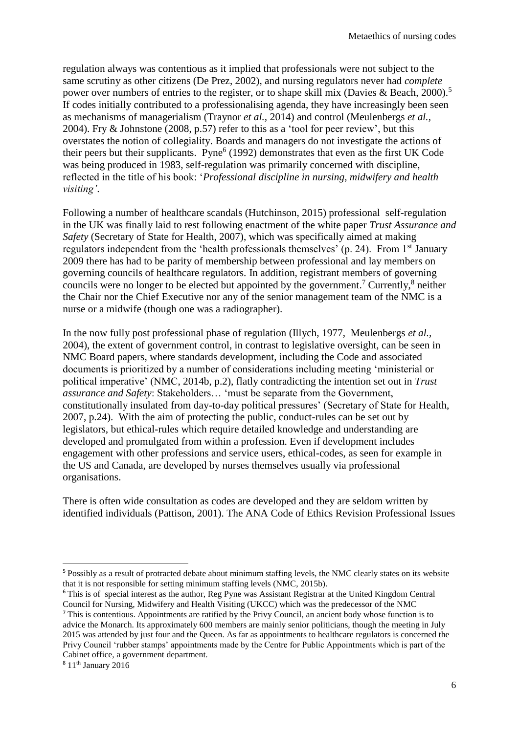regulation always was contentious as it implied that professionals were not subject to the same scrutiny as other citizens (De Prez, 2002), and nursing regulators never had *complete* power over numbers of entries to the register, or to shape skill mix (Davies & Beach, 2000).[5] If codes initially contributed to a professionalising agenda, they have increasingly been seen as mechanisms of managerialism (Traynor *et al.,* 2014) and control (Meulenbergs *et al.,* 2004). Fry & Johnstone (2008, p.57) refer to this as a 'tool for peer review', but this overstates the notion of collegiality. Boards and managers do not investigate the actions of their peers but their supplicants. Pyne[6] (1992) demonstrates that even as the first UK Code was being produced in 1983, self-regulation was primarily concerned with discipline, reflected in the title of his book: '*Professional discipline in nursing, midwifery and health visiting'*.

Following a number of healthcare scandals (Hutchinson, 2015) professional self-regulation in the UK was finally laid to rest following enactment of the white paper *Trust Assurance and Safety* (Secretary of State for Health, 2007), which was specifically aimed at making regulators independent from the 'health professionals themselves' (p. 24). From 1st January 2009 there has had to be parity of membership between professional and lay members on governing councils of healthcare regulators. In addition, registrant members of governing councils were no longer to be elected but appointed by the government.[7] Currently,[8] neither the Chair nor the Chief Executive nor any of the senior management team of the NMC is a nurse or a midwife (though one was a radiographer).

In the now fully post professional phase of regulation (Illych, 1977, Meulenbergs *et al.,* 2004), the extent of government control, in contrast to legislative oversight, can be seen in NMC Board papers, where standards development, including the Code and associated documents is prioritized by a number of considerations including meeting 'ministerial or political imperative' (NMC, 2014b, p.2), flatly contradicting the intention set out in *Trust assurance and Safety*: Stakeholders… 'must be separate from the Government, constitutionally insulated from day-to-day political pressures' (Secretary of State for Health, 2007, p.24). With the aim of protecting the public, conduct-rules can be set out by legislators, but ethical-rules which require detailed knowledge and understanding are developed and promulgated from within a profession. Even if development includes engagement with other professions and service users, ethical-codes, as seen for example in the US and Canada, are developed by nurses themselves usually via professional organisations.

There is often wide consultation as codes are developed and they are seldom written by identified individuals (Pattison, 2001). The ANA Code of Ethics Revision Professional Issues

---

[5] Possibly as a result of protracted debate about minimum staffing levels, the NMC clearly states on its website that it is not responsible for setting minimum staffing levels (NMC, 2015b).

[6] This is of special interest as the author, Reg Pyne was Assistant Registrar at the United Kingdom Central Council for Nursing, Midwifery and Health Visiting (UKCC) which was the predecessor of the NMC

[7] This is contentious. Appointments are ratified by the Privy Council, an ancient body whose function is to advice the Monarch. Its approximately 600 members are mainly senior politicians, though the meeting in July 2015 was attended by just four and the Queen. As far as appointments to healthcare regulators is concerned the Privy Council 'rubber stamps' appointments made by the Centre for Public Appointments which is part of the Cabinet office, a government department.

[8] 11th January 2016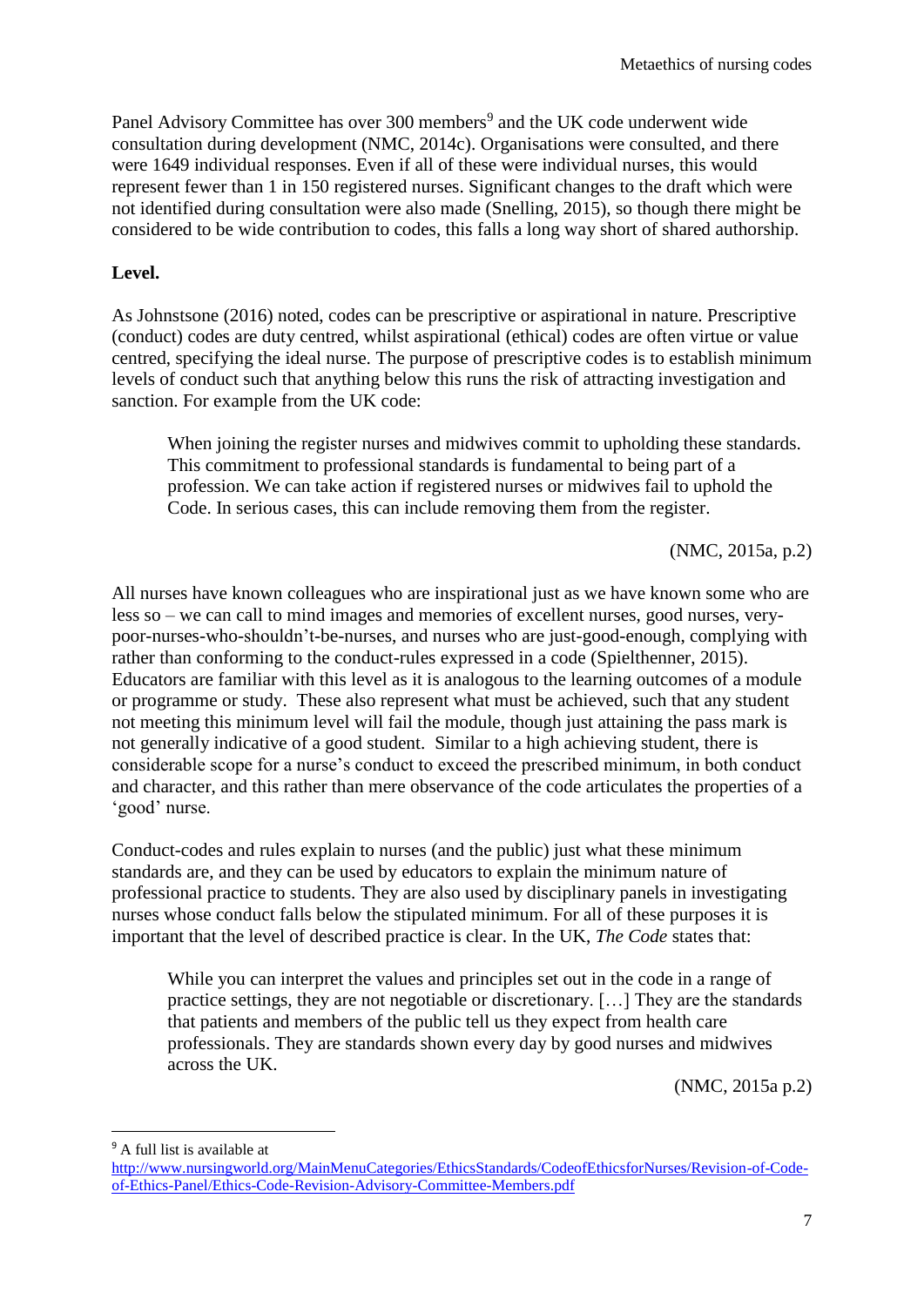Panel Advisory Committee has over 300 members[9] and the UK code underwent wide consultation during development (NMC, 2014c). Organisations were consulted, and there were 1649 individual responses. Even if all of these were individual nurses, this would represent fewer than 1 in 150 registered nurses. Significant changes to the draft which were not identified during consultation were also made (Snelling, 2015), so though there might be considered to be wide contribution to codes, this falls a long way short of shared authorship.

**Level.**

As Johnstsone (2016) noted, codes can be prescriptive or aspirational in nature. Prescriptive (conduct) codes are duty centred, whilst aspirational (ethical) codes are often virtue or value centred, specifying the ideal nurse. The purpose of prescriptive codes is to establish minimum levels of conduct such that anything below this runs the risk of attracting investigation and sanction. For example from the UK code:

> When joining the register nurses and midwives commit to upholding these standards. This commitment to professional standards is fundamental to being part of a profession. We can take action if registered nurses or midwives fail to uphold the Code. In serious cases, this can include removing them from the register.
>
> (NMC, 2015a, p.2)

All nurses have known colleagues who are inspirational just as we have known some who are less so – we can call to mind images and memories of excellent nurses, good nurses, very-poor-nurses-who-shouldn't-be-nurses, and nurses who are just-good-enough, complying with rather than conforming to the conduct-rules expressed in a code (Spielthenner, 2015). Educators are familiar with this level as it is analogous to the learning outcomes of a module or programme or study. These also represent what must be achieved, such that any student not meeting this minimum level will fail the module, though just attaining the pass mark is not generally indicative of a good student. Similar to a high achieving student, there is considerable scope for a nurse's conduct to exceed the prescribed minimum, in both conduct and character, and this rather than mere observance of the code articulates the properties of a 'good' nurse.

Conduct-codes and rules explain to nurses (and the public) just what these minimum standards are, and they can be used by educators to explain the minimum nature of professional practice to students. They are also used by disciplinary panels in investigating nurses whose conduct falls below the stipulated minimum. For all of these purposes it is important that the level of described practice is clear. In the UK, *The Code* states that:

> While you can interpret the values and principles set out in the code in a range of practice settings, they are not negotiable or discretionary. […] They are the standards that patients and members of the public tell us they expect from health care professionals. They are standards shown every day by good nurses and midwives across the UK.
>
> (NMC, 2015a p.2)

---

[9] A full list is available at http://www.nursingworld.org/MainMenuCategories/EthicsStandards/CodeofEthicsforNurses/Revision-of-Code-of-Ethics-Panel/Ethics-Code-Revision-Advisory-Committee-Members.pdf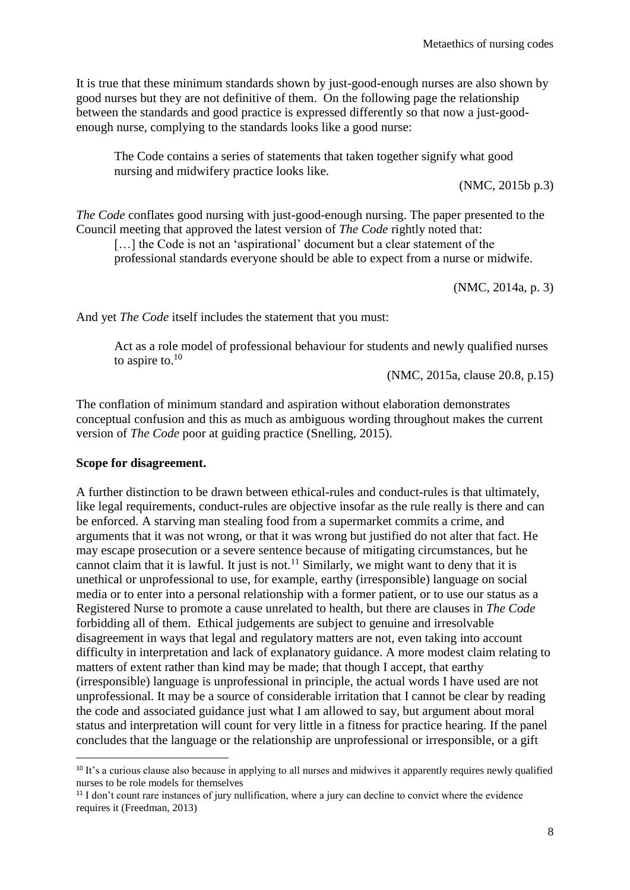It is true that these minimum standards shown by just-good-enough nurses are also shown by good nurses but they are not definitive of them. On the following page the relationship between the standards and good practice is expressed differently so that now a just-good-enough nurse, complying to the standards looks like a good nurse:

> The Code contains a series of statements that taken together signify what good nursing and midwifery practice looks like.
>
> (NMC, 2015b p.3)

*The Code* conflates good nursing with just-good-enough nursing. The paper presented to the Council meeting that approved the latest version of *The Code* rightly noted that:

> […] the Code is not an 'aspirational' document but a clear statement of the professional standards everyone should be able to expect from a nurse or midwife.
>
> (NMC, 2014a, p. 3)

And yet *The Code* itself includes the statement that you must:

> Act as a role model of professional behaviour for students and newly qualified nurses to aspire to.[10]
>
> (NMC, 2015a, clause 20.8, p.15)

The conflation of minimum standard and aspiration without elaboration demonstrates conceptual confusion and this as much as ambiguous wording throughout makes the current version of *The Code* poor at guiding practice (Snelling, 2015).

**Scope for disagreement.**

A further distinction to be drawn between ethical-rules and conduct-rules is that ultimately, like legal requirements, conduct-rules are objective insofar as the rule really is there and can be enforced. A starving man stealing food from a supermarket commits a crime, and arguments that it was not wrong, or that it was wrong but justified do not alter that fact. He may escape prosecution or a severe sentence because of mitigating circumstances, but he cannot claim that it is lawful. It just is not.[11] Similarly, we might want to deny that it is unethical or unprofessional to use, for example, earthy (irresponsible) language on social media or to enter into a personal relationship with a former patient, or to use our status as a Registered Nurse to promote a cause unrelated to health, but there are clauses in *The Code* forbidding all of them. Ethical judgements are subject to genuine and irresolvable disagreement in ways that legal and regulatory matters are not, even taking into account difficulty in interpretation and lack of explanatory guidance. A more modest claim relating to matters of extent rather than kind may be made; that though I accept, that earthy (irresponsible) language is unprofessional in principle, the actual words I have used are not unprofessional. It may be a source of considerable irritation that I cannot be clear by reading the code and associated guidance just what I am allowed to say, but argument about moral status and interpretation will count for very little in a fitness for practice hearing. If the panel concludes that the language or the relationship are unprofessional or irresponsible, or a gift

---

[10] It's a curious clause also because in applying to all nurses and midwives it apparently requires newly qualified nurses to be role models for themselves

[11] I don't count rare instances of jury nullification, where a jury can decline to convict where the evidence requires it (Freedman, 2013)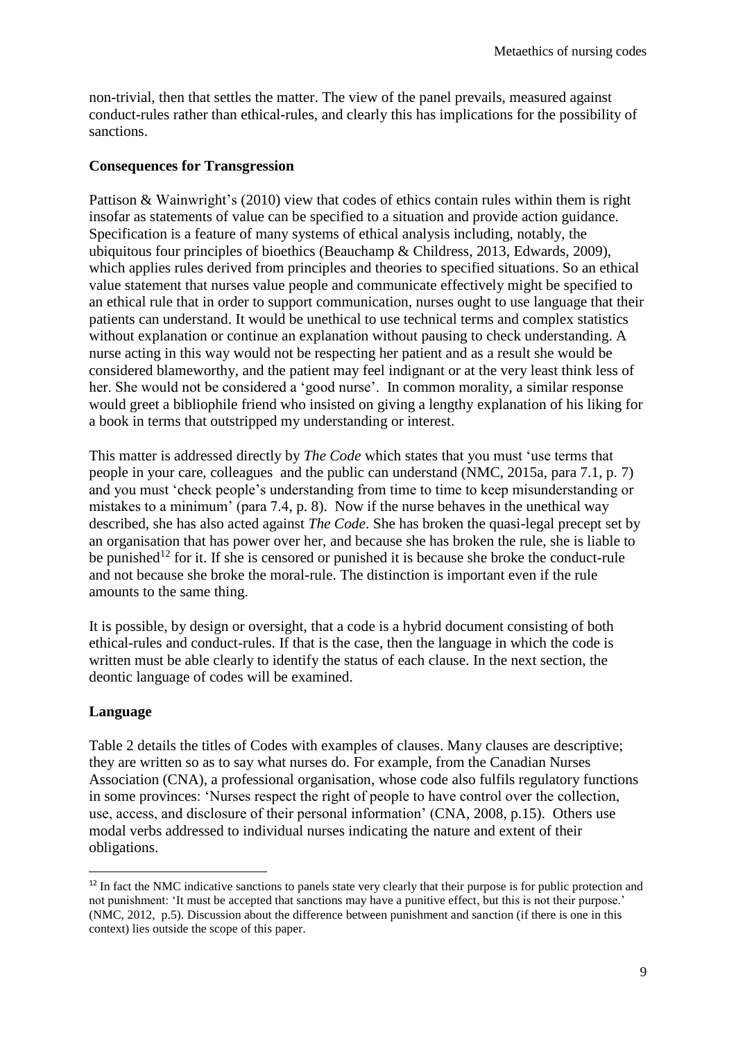non-trivial, then that settles the matter. The view of the panel prevails, measured against conduct-rules rather than ethical-rules, and clearly this has implications for the possibility of sanctions.

## Consequences for Transgression

Pattison & Wainwright's (2010) view that codes of ethics contain rules within them is right insofar as statements of value can be specified to a situation and provide action guidance. Specification is a feature of many systems of ethical analysis including, notably, the ubiquitous four principles of bioethics (Beauchamp & Childress, 2013, Edwards, 2009), which applies rules derived from principles and theories to specified situations. So an ethical value statement that nurses value people and communicate effectively might be specified to an ethical rule that in order to support communication, nurses ought to use language that their patients can understand. It would be unethical to use technical terms and complex statistics without explanation or continue an explanation without pausing to check understanding. A nurse acting in this way would not be respecting her patient and as a result she would be considered blameworthy, and the patient may feel indignant or at the very least think less of her. She would not be considered a 'good nurse'. In common morality, a similar response would greet a bibliophile friend who insisted on giving a lengthy explanation of his liking for a book in terms that outstripped my understanding or interest.

This matter is addressed directly by *The Code* which states that you must 'use terms that people in your care, colleagues and the public can understand (NMC, 2015a, para 7.1, p. 7) and you must 'check people's understanding from time to time to keep misunderstanding or mistakes to a minimum' (para 7.4, p. 8). Now if the nurse behaves in the unethical way described, she has also acted against *The Code*. She has broken the quasi-legal precept set by an organisation that has power over her, and because she has broken the rule, she is liable to be punished[12] for it. If she is censored or punished it is because she broke the conduct-rule and not because she broke the moral-rule. The distinction is important even if the rule amounts to the same thing.

It is possible, by design or oversight, that a code is a hybrid document consisting of both ethical-rules and conduct-rules. If that is the case, then the language in which the code is written must be able clearly to identify the status of each clause. In the next section, the deontic language of codes will be examined.

## Language

Table 2 details the titles of Codes with examples of clauses. Many clauses are descriptive; they are written so as to say what nurses do. For example, from the Canadian Nurses Association (CNA), a professional organisation, whose code also fulfils regulatory functions in some provinces: 'Nurses respect the right of people to have control over the collection, use, access, and disclosure of their personal information' (CNA, 2008, p.15). Others use modal verbs addressed to individual nurses indicating the nature and extent of their obligations.

---

[12] In fact the NMC indicative sanctions to panels state very clearly that their purpose is for public protection and not punishment: 'It must be accepted that sanctions may have a punitive effect, but this is not their purpose.' (NMC, 2012, p.5). Discussion about the difference between punishment and sanction (if there is one in this context) lies outside the scope of this paper.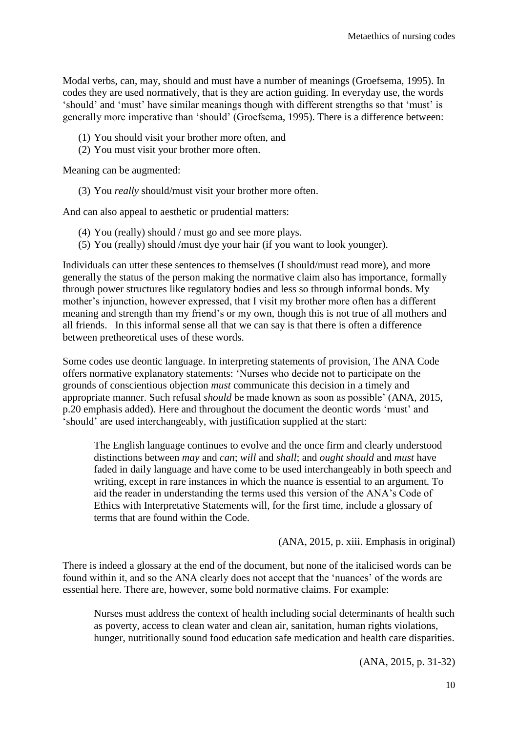Modal verbs, can, may, should and must have a number of meanings (Groefsema, 1995). In codes they are used normatively, that is they are action guiding. In everyday use, the words 'should' and 'must' have similar meanings though with different strengths so that 'must' is generally more imperative than 'should' (Groefsema, 1995). There is a difference between:

(1) You should visit your brother more often, and
(2) You must visit your brother more often.

Meaning can be augmented:

(3) You *really* should/must visit your brother more often.

And can also appeal to aesthetic or prudential matters:

(4) You (really) should / must go and see more plays.
(5) You (really) should /must dye your hair (if you want to look younger).

Individuals can utter these sentences to themselves (I should/must read more), and more generally the status of the person making the normative claim also has importance, formally through power structures like regulatory bodies and less so through informal bonds. My mother's injunction, however expressed, that I visit my brother more often has a different meaning and strength than my friend's or my own, though this is not true of all mothers and all friends. In this informal sense all that we can say is that there is often a difference between pretheoretical uses of these words.

Some codes use deontic language. In interpreting statements of provision, The ANA Code offers normative explanatory statements: 'Nurses who decide not to participate on the grounds of conscientious objection *must* communicate this decision in a timely and appropriate manner. Such refusal *should* be made known as soon as possible' (ANA, 2015, p.20 emphasis added). Here and throughout the document the deontic words 'must' and 'should' are used interchangeably, with justification supplied at the start:

> The English language continues to evolve and the once firm and clearly understood distinctions between *may* and *can*; *will* and *shall*; and *ought should* and *must* have faded in daily language and have come to be used interchangeably in both speech and writing, except in rare instances in which the nuance is essential to an argument. To aid the reader in understanding the terms used this version of the ANA's Code of Ethics with Interpretative Statements will, for the first time, include a glossary of terms that are found within the Code.
>
> (ANA, 2015, p. xiii. Emphasis in original)

There is indeed a glossary at the end of the document, but none of the italicised words can be found within it, and so the ANA clearly does not accept that the 'nuances' of the words are essential here. There are, however, some bold normative claims. For example:

> Nurses must address the context of health including social determinants of health such as poverty, access to clean water and clean air, sanitation, human rights violations, hunger, nutritionally sound food education safe medication and health care disparities.
>
> (ANA, 2015, p. 31-32)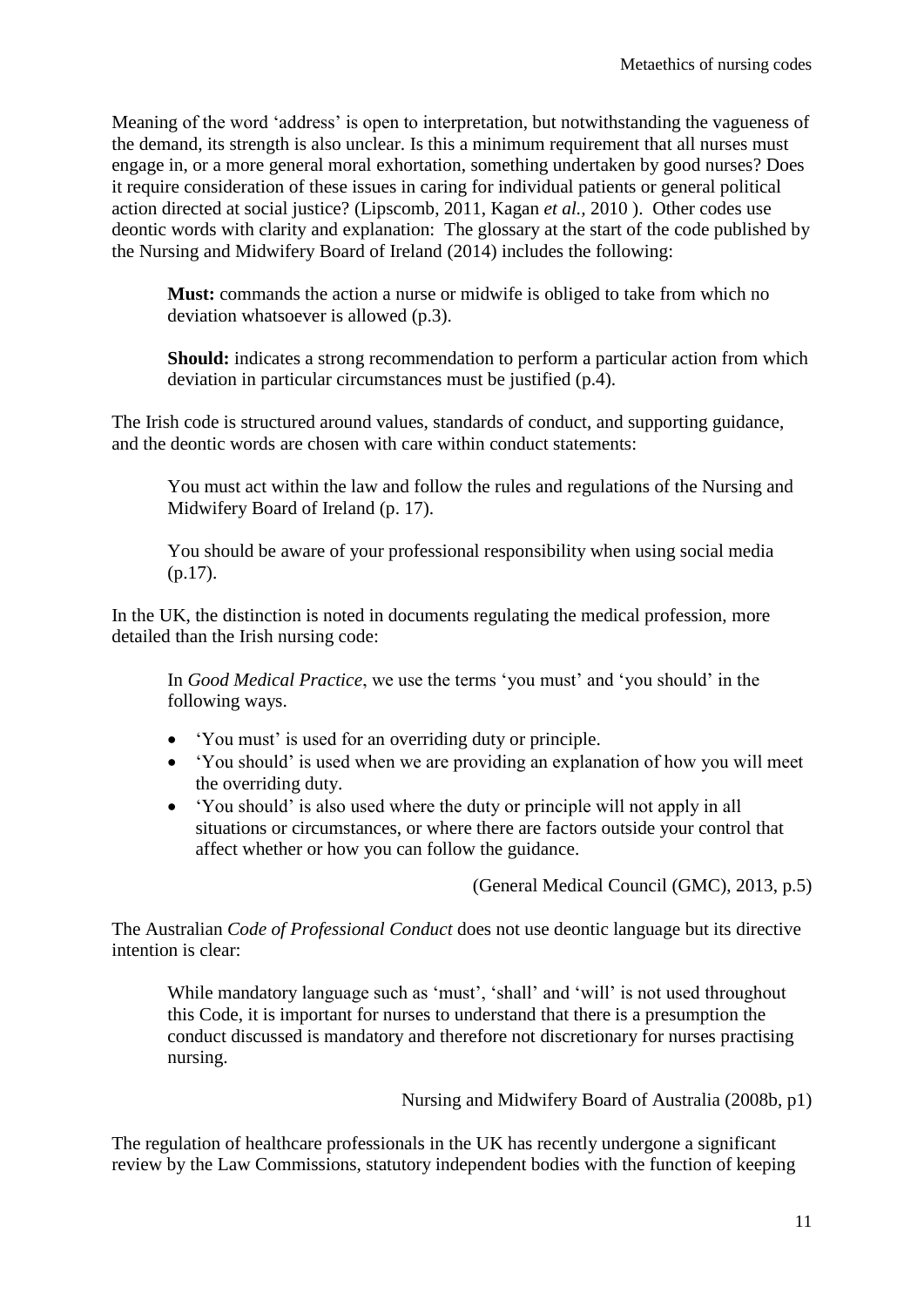Meaning of the word 'address' is open to interpretation, but notwithstanding the vagueness of the demand, its strength is also unclear. Is this a minimum requirement that all nurses must engage in, or a more general moral exhortation, something undertaken by good nurses? Does it require consideration of these issues in caring for individual patients or general political action directed at social justice? (Lipscomb, 2011, Kagan *et al.*, 2010 ). Other codes use deontic words with clarity and explanation: The glossary at the start of the code published by the Nursing and Midwifery Board of Ireland (2014) includes the following:

> **Must:** commands the action a nurse or midwife is obliged to take from which no deviation whatsoever is allowed (p.3).
>
> **Should:** indicates a strong recommendation to perform a particular action from which deviation in particular circumstances must be justified (p.4).

The Irish code is structured around values, standards of conduct, and supporting guidance, and the deontic words are chosen with care within conduct statements:

> You must act within the law and follow the rules and regulations of the Nursing and Midwifery Board of Ireland (p. 17).
>
> You should be aware of your professional responsibility when using social media (p.17).

In the UK, the distinction is noted in documents regulating the medical profession, more detailed than the Irish nursing code:

> In *Good Medical Practice*, we use the terms 'you must' and 'you should' in the following ways.
>
> - 'You must' is used for an overriding duty or principle.
> - 'You should' is used when we are providing an explanation of how you will meet the overriding duty.
> - 'You should' is also used where the duty or principle will not apply in all situations or circumstances, or where there are factors outside your control that affect whether or how you can follow the guidance.
>
> (General Medical Council (GMC), 2013, p.5)

The Australian *Code of Professional Conduct* does not use deontic language but its directive intention is clear:

> While mandatory language such as 'must', 'shall' and 'will' is not used throughout this Code, it is important for nurses to understand that there is a presumption the conduct discussed is mandatory and therefore not discretionary for nurses practising nursing.
>
> Nursing and Midwifery Board of Australia (2008b, p1)

The regulation of healthcare professionals in the UK has recently undergone a significant review by the Law Commissions, statutory independent bodies with the function of keeping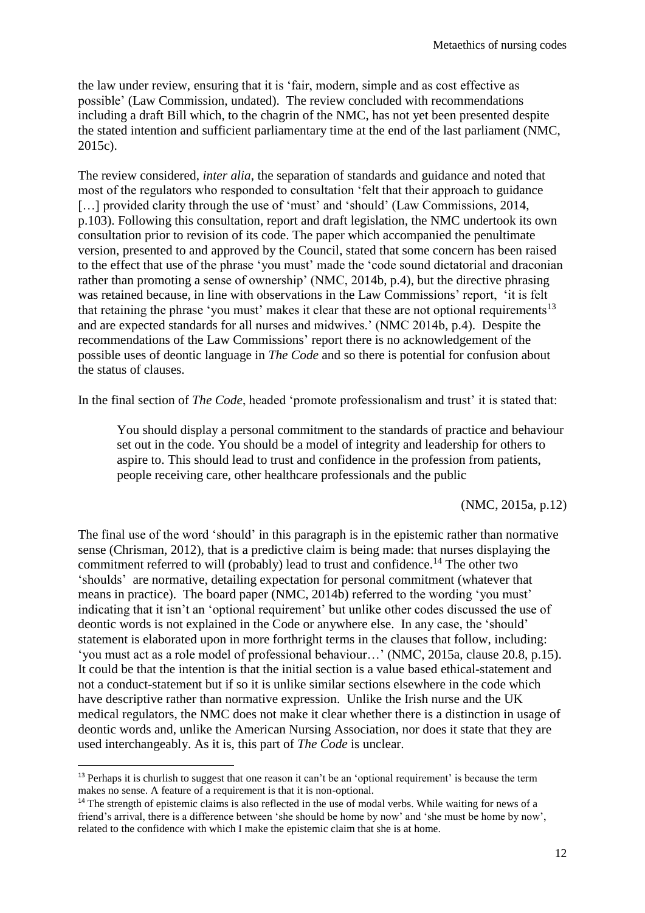the law under review, ensuring that it is 'fair, modern, simple and as cost effective as possible' (Law Commission, undated). The review concluded with recommendations including a draft Bill which, to the chagrin of the NMC, has not yet been presented despite the stated intention and sufficient parliamentary time at the end of the last parliament (NMC, 2015c).

The review considered, *inter alia*, the separation of standards and guidance and noted that most of the regulators who responded to consultation 'felt that their approach to guidance [...] provided clarity through the use of 'must' and 'should' (Law Commissions, 2014, p.103). Following this consultation, report and draft legislation, the NMC undertook its own consultation prior to revision of its code. The paper which accompanied the penultimate version, presented to and approved by the Council, stated that some concern has been raised to the effect that use of the phrase 'you must' made the 'code sound dictatorial and draconian rather than promoting a sense of ownership' (NMC, 2014b, p.4), but the directive phrasing was retained because, in line with observations in the Law Commissions' report, 'it is felt that retaining the phrase 'you must' makes it clear that these are not optional requirements[13] and are expected standards for all nurses and midwives.' (NMC 2014b, p.4). Despite the recommendations of the Law Commissions' report there is no acknowledgement of the possible uses of deontic language in *The Code* and so there is potential for confusion about the status of clauses.

In the final section of *The Code*, headed 'promote professionalism and trust' it is stated that:

> You should display a personal commitment to the standards of practice and behaviour set out in the code. You should be a model of integrity and leadership for others to aspire to. This should lead to trust and confidence in the profession from patients, people receiving care, other healthcare professionals and the public
>
> (NMC, 2015a, p.12)

The final use of the word 'should' in this paragraph is in the epistemic rather than normative sense (Chrisman, 2012), that is a predictive claim is being made: that nurses displaying the commitment referred to will (probably) lead to trust and confidence.[14] The other two 'shoulds' are normative, detailing expectation for personal commitment (whatever that means in practice). The board paper (NMC, 2014b) referred to the wording 'you must' indicating that it isn't an 'optional requirement' but unlike other codes discussed the use of deontic words is not explained in the Code or anywhere else. In any case, the 'should' statement is elaborated upon in more forthright terms in the clauses that follow, including: 'you must act as a role model of professional behaviour…' (NMC, 2015a, clause 20.8, p.15). It could be that the intention is that the initial section is a value based ethical-statement and not a conduct-statement but if so it is unlike similar sections elsewhere in the code which have descriptive rather than normative expression. Unlike the Irish nurse and the UK medical regulators, the NMC does not make it clear whether there is a distinction in usage of deontic words and, unlike the American Nursing Association, nor does it state that they are used interchangeably. As it is, this part of *The Code* is unclear.

---

[13] Perhaps it is churlish to suggest that one reason it can't be an 'optional requirement' is because the term makes no sense. A feature of a requirement is that it is non-optional.

[14] The strength of epistemic claims is also reflected in the use of modal verbs. While waiting for news of a friend's arrival, there is a difference between 'she should be home by now' and 'she must be home by now', related to the confidence with which I make the epistemic claim that she is at home.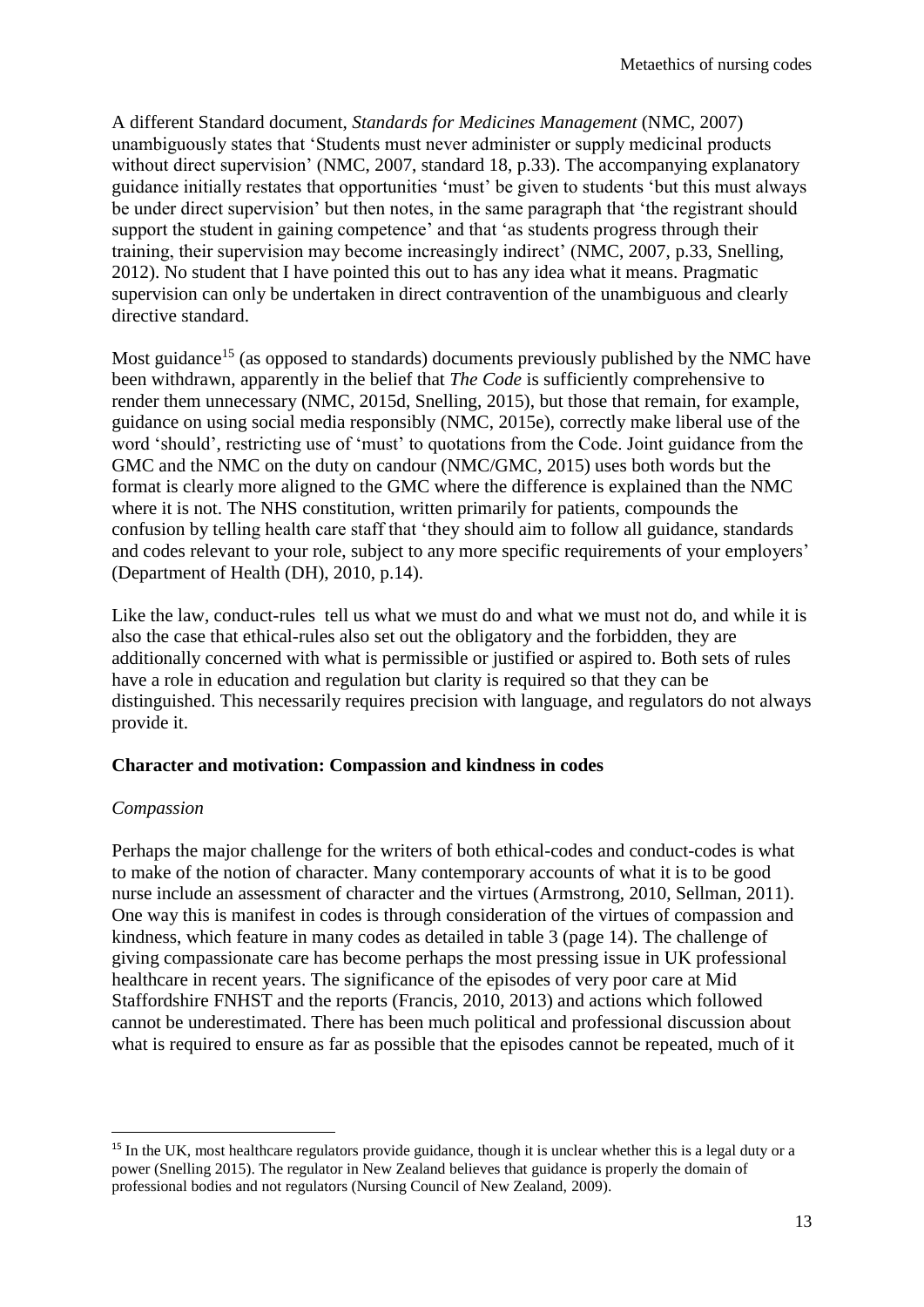A different Standard document, *Standards for Medicines Management* (NMC, 2007) unambiguously states that 'Students must never administer or supply medicinal products without direct supervision' (NMC, 2007, standard 18, p.33). The accompanying explanatory guidance initially restates that opportunities 'must' be given to students 'but this must always be under direct supervision' but then notes, in the same paragraph that 'the registrant should support the student in gaining competence' and that 'as students progress through their training, their supervision may become increasingly indirect' (NMC, 2007, p.33, Snelling, 2012). No student that I have pointed this out to has any idea what it means. Pragmatic supervision can only be undertaken in direct contravention of the unambiguous and clearly directive standard.

Most guidance[15] (as opposed to standards) documents previously published by the NMC have been withdrawn, apparently in the belief that *The Code* is sufficiently comprehensive to render them unnecessary (NMC, 2015d, Snelling, 2015), but those that remain, for example, guidance on using social media responsibly (NMC, 2015e), correctly make liberal use of the word 'should', restricting use of 'must' to quotations from the Code. Joint guidance from the GMC and the NMC on the duty on candour (NMC/GMC, 2015) uses both words but the format is clearly more aligned to the GMC where the difference is explained than the NMC where it is not. The NHS constitution, written primarily for patients, compounds the confusion by telling health care staff that 'they should aim to follow all guidance, standards and codes relevant to your role, subject to any more specific requirements of your employers' (Department of Health (DH), 2010, p.14).

Like the law, conduct-rules tell us what we must do and what we must not do, and while it is also the case that ethical-rules also set out the obligatory and the forbidden, they are additionally concerned with what is permissible or justified or aspired to. Both sets of rules have a role in education and regulation but clarity is required so that they can be distinguished. This necessarily requires precision with language, and regulators do not always provide it.

## Character and motivation: Compassion and kindness in codes

### *Compassion*

Perhaps the major challenge for the writers of both ethical-codes and conduct-codes is what to make of the notion of character. Many contemporary accounts of what it is to be good nurse include an assessment of character and the virtues (Armstrong, 2010, Sellman, 2011). One way this is manifest in codes is through consideration of the virtues of compassion and kindness, which feature in many codes as detailed in table 3 (page 14). The challenge of giving compassionate care has become perhaps the most pressing issue in UK professional healthcare in recent years. The significance of the episodes of very poor care at Mid Staffordshire FNHST and the reports (Francis, 2010, 2013) and actions which followed cannot be underestimated. There has been much political and professional discussion about what is required to ensure as far as possible that the episodes cannot be repeated, much of it

---

[15] In the UK, most healthcare regulators provide guidance, though it is unclear whether this is a legal duty or a power (Snelling 2015). The regulator in New Zealand believes that guidance is properly the domain of professional bodies and not regulators (Nursing Council of New Zealand, 2009).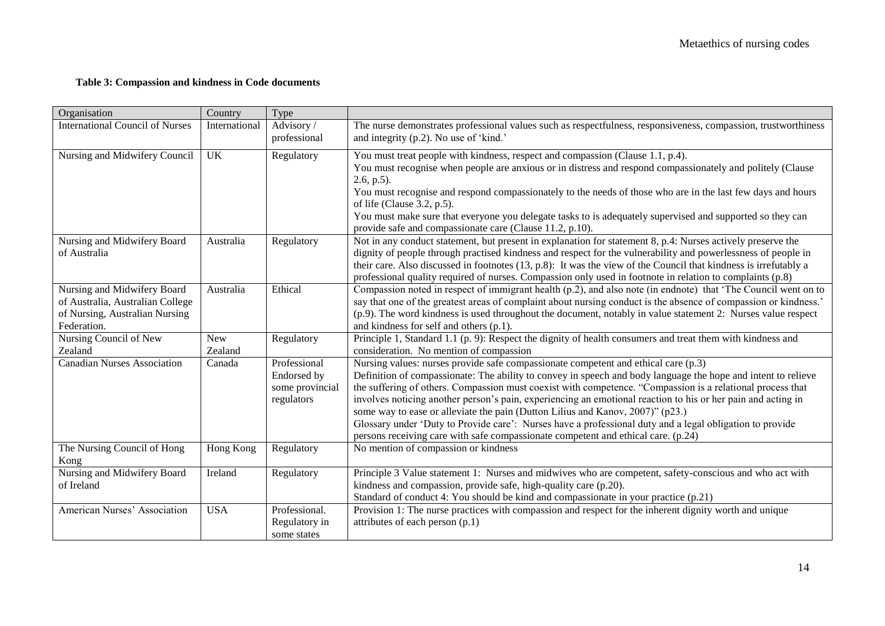**Table 3: Compassion and kindness in Code documents**

| Organisation | Country | Type | |
|---|---|---|---|
| International Council of Nurses | International | Advisory / professional | The nurse demonstrates professional values such as respectfulness, responsiveness, compassion, trustworthiness and integrity (p.2). No use of 'kind.' |
| Nursing and Midwifery Council | UK | Regulatory | You must treat people with kindness, respect and compassion (Clause 1.1, p.4). You must recognise when people are anxious or in distress and respond compassionately and politely (Clause 2.6, p.5). You must recognise and respond compassionately to the needs of those who are in the last few days and hours of life (Clause 3.2, p.5). You must make sure that everyone you delegate tasks to is adequately supervised and supported so they can provide safe and compassionate care (Clause 11.2, p.10). |
| Nursing and Midwifery Board of Australia | Australia | Regulatory | Not in any conduct statement, but present in explanation for statement 8, p.4: Nurses actively preserve the dignity of people through practised kindness and respect for the vulnerability and powerlessness of people in their care. Also discussed in footnotes (13, p.8): It was the view of the Council that kindness is irrefutably a professional quality required of nurses. Compassion only used in footnote in relation to complaints (p.8) |
| Nursing and Midwifery Board of Australia, Australian College of Nursing, Australian Nursing Federation. | Australia | Ethical | Compassion noted in respect of immigrant health (p.2), and also note (in endnote) that 'The Council went on to say that one of the greatest areas of complaint about nursing conduct is the absence of compassion or kindness.' (p.9). The word kindness is used throughout the document, notably in value statement 2: Nurses value respect and kindness for self and others (p.1). |
| Nursing Council of New Zealand | New Zealand | Regulatory | Principle 1, Standard 1.1 (p. 9): Respect the dignity of health consumers and treat them with kindness and consideration. No mention of compassion |
| Canadian Nurses Association | Canada | Professional Endorsed by some provincial regulators | Nursing values: nurses provide safe compassionate competent and ethical care (p.3) Definition of compassionate: The ability to convey in speech and body language the hope and intent to relieve the suffering of others. Compassion must coexist with competence. "Compassion is a relational process that involves noticing another person's pain, experiencing an emotional reaction to his or her pain and acting in some way to ease or alleviate the pain (Dutton Lilius and Kanov, 2007)" (p23.) Glossary under 'Duty to Provide care': Nurses have a professional duty and a legal obligation to provide persons receiving care with safe compassionate competent and ethical care. (p.24) |
| The Nursing Council of Hong Kong | Hong Kong | Regulatory | No mention of compassion or kindness |
| Nursing and Midwifery Board of Ireland | Ireland | Regulatory | Principle 3 Value statement 1: Nurses and midwives who are competent, safety-conscious and who act with kindness and compassion, provide safe, high-quality care (p.20). Standard of conduct 4: You should be kind and compassionate in your practice (p.21) |
| American Nurses' Association | USA | Professional. Regulatory in some states | Provision 1: The nurse practices with compassion and respect for the inherent dignity worth and unique attributes of each person (p.1) |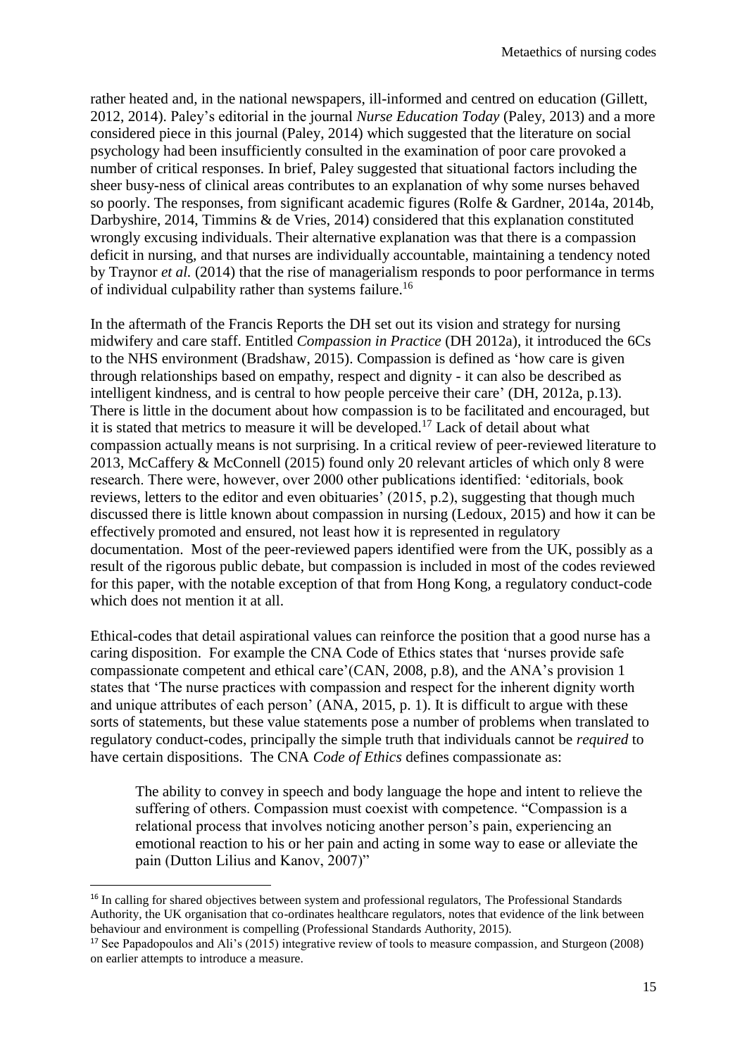rather heated and, in the national newspapers, ill-informed and centred on education (Gillett, 2012, 2014). Paley's editorial in the journal *Nurse Education Today* (Paley, 2013) and a more considered piece in this journal (Paley, 2014) which suggested that the literature on social psychology had been insufficiently consulted in the examination of poor care provoked a number of critical responses. In brief, Paley suggested that situational factors including the sheer busy-ness of clinical areas contributes to an explanation of why some nurses behaved so poorly. The responses, from significant academic figures (Rolfe & Gardner, 2014a, 2014b, Darbyshire, 2014, Timmins & de Vries, 2014) considered that this explanation constituted wrongly excusing individuals. Their alternative explanation was that there is a compassion deficit in nursing, and that nurses are individually accountable, maintaining a tendency noted by Traynor *et al.* (2014) that the rise of managerialism responds to poor performance in terms of individual culpability rather than systems failure.[16]

In the aftermath of the Francis Reports the DH set out its vision and strategy for nursing midwifery and care staff. Entitled *Compassion in Practice* (DH 2012a), it introduced the 6Cs to the NHS environment (Bradshaw, 2015). Compassion is defined as 'how care is given through relationships based on empathy, respect and dignity - it can also be described as intelligent kindness, and is central to how people perceive their care' (DH, 2012a, p.13). There is little in the document about how compassion is to be facilitated and encouraged, but it is stated that metrics to measure it will be developed.[17] Lack of detail about what compassion actually means is not surprising. In a critical review of peer-reviewed literature to 2013, McCaffery & McConnell (2015) found only 20 relevant articles of which only 8 were research. There were, however, over 2000 other publications identified: 'editorials, book reviews, letters to the editor and even obituaries' (2015, p.2), suggesting that though much discussed there is little known about compassion in nursing (Ledoux, 2015) and how it can be effectively promoted and ensured, not least how it is represented in regulatory documentation. Most of the peer-reviewed papers identified were from the UK, possibly as a result of the rigorous public debate, but compassion is included in most of the codes reviewed for this paper, with the notable exception of that from Hong Kong, a regulatory conduct-code which does not mention it at all.

Ethical-codes that detail aspirational values can reinforce the position that a good nurse has a caring disposition. For example the CNA Code of Ethics states that 'nurses provide safe compassionate competent and ethical care'(CAN, 2008, p.8), and the ANA's provision 1 states that 'The nurse practices with compassion and respect for the inherent dignity worth and unique attributes of each person' (ANA, 2015, p. 1). It is difficult to argue with these sorts of statements, but these value statements pose a number of problems when translated to regulatory conduct-codes, principally the simple truth that individuals cannot be *required* to have certain dispositions. The CNA *Code of Ethics* defines compassionate as:

> The ability to convey in speech and body language the hope and intent to relieve the suffering of others. Compassion must coexist with competence. "Compassion is a relational process that involves noticing another person's pain, experiencing an emotional reaction to his or her pain and acting in some way to ease or alleviate the pain (Dutton Lilius and Kanov, 2007)"

---

[16] In calling for shared objectives between system and professional regulators, The Professional Standards Authority, the UK organisation that co-ordinates healthcare regulators, notes that evidence of the link between behaviour and environment is compelling (Professional Standards Authority, 2015).

[17] See Papadopoulos and Ali's (2015) integrative review of tools to measure compassion, and Sturgeon (2008) on earlier attempts to introduce a measure.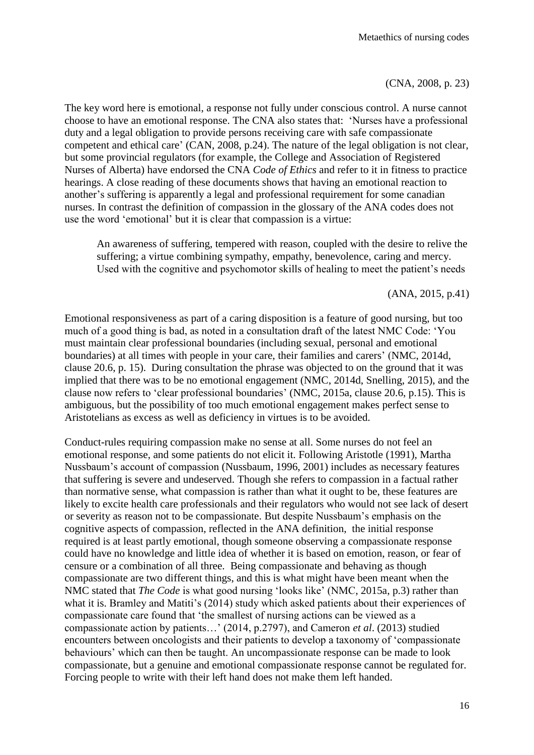(CNA, 2008, p. 23)

The key word here is emotional, a response not fully under conscious control. A nurse cannot choose to have an emotional response. The CNA also states that: 'Nurses have a professional duty and a legal obligation to provide persons receiving care with safe compassionate competent and ethical care' (CAN, 2008, p.24). The nature of the legal obligation is not clear, but some provincial regulators (for example, the College and Association of Registered Nurses of Alberta) have endorsed the CNA *Code of Ethics* and refer to it in fitness to practice hearings. A close reading of these documents shows that having an emotional reaction to another's suffering is apparently a legal and professional requirement for some canadian nurses. In contrast the definition of compassion in the glossary of the ANA codes does not use the word 'emotional' but it is clear that compassion is a virtue:

> An awareness of suffering, tempered with reason, coupled with the desire to relive the suffering; a virtue combining sympathy, empathy, benevolence, caring and mercy. Used with the cognitive and psychomotor skills of healing to meet the patient's needs
>
> (ANA, 2015, p.41)

Emotional responsiveness as part of a caring disposition is a feature of good nursing, but too much of a good thing is bad, as noted in a consultation draft of the latest NMC Code: 'You must maintain clear professional boundaries (including sexual, personal and emotional boundaries) at all times with people in your care, their families and carers' (NMC, 2014d, clause 20.6, p. 15). During consultation the phrase was objected to on the ground that it was implied that there was to be no emotional engagement (NMC, 2014d, Snelling, 2015), and the clause now refers to 'clear professional boundaries' (NMC, 2015a, clause 20.6, p.15). This is ambiguous, but the possibility of too much emotional engagement makes perfect sense to Aristotelians as excess as well as deficiency in virtues is to be avoided.

Conduct-rules requiring compassion make no sense at all. Some nurses do not feel an emotional response, and some patients do not elicit it. Following Aristotle (1991), Martha Nussbaum's account of compassion (Nussbaum, 1996, 2001) includes as necessary features that suffering is severe and undeserved. Though she refers to compassion in a factual rather than normative sense, what compassion is rather than what it ought to be, these features are likely to excite health care professionals and their regulators who would not see lack of desert or severity as reason not to be compassionate. But despite Nussbaum's emphasis on the cognitive aspects of compassion, reflected in the ANA definition, the initial response required is at least partly emotional, though someone observing a compassionate response could have no knowledge and little idea of whether it is based on emotion, reason, or fear of censure or a combination of all three. Being compassionate and behaving as though compassionate are two different things, and this is what might have been meant when the NMC stated that *The Code* is what good nursing 'looks like' (NMC, 2015a, p.3) rather than what it is. Bramley and Matiti's (2014) study which asked patients about their experiences of compassionate care found that 'the smallest of nursing actions can be viewed as a compassionate action by patients…' (2014, p.2797), and Cameron *et al*. (2013) studied encounters between oncologists and their patients to develop a taxonomy of 'compassionate behaviours' which can then be taught. An uncompassionate response can be made to look compassionate, but a genuine and emotional compassionate response cannot be regulated for. Forcing people to write with their left hand does not make them left handed.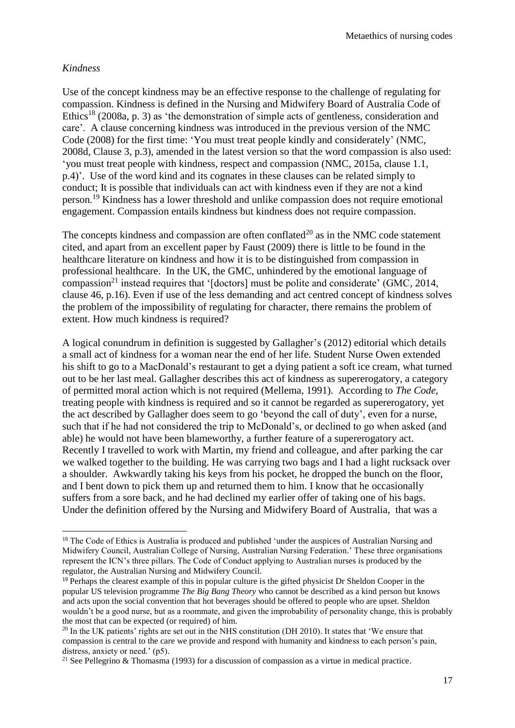*Kindness*

Use of the concept kindness may be an effective response to the challenge of regulating for compassion. Kindness is defined in the Nursing and Midwifery Board of Australia Code of Ethics[18] (2008a, p. 3) as 'the demonstration of simple acts of gentleness, consideration and care'. A clause concerning kindness was introduced in the previous version of the NMC Code (2008) for the first time: 'You must treat people kindly and considerately' (NMC, 2008d, Clause 3, p.3), amended in the latest version so that the word compassion is also used: 'you must treat people with kindness, respect and compassion (NMC, 2015a, clause 1.1, p.4)'. Use of the word kind and its cognates in these clauses can be related simply to conduct; It is possible that individuals can act with kindness even if they are not a kind person.[19] Kindness has a lower threshold and unlike compassion does not require emotional engagement. Compassion entails kindness but kindness does not require compassion.

The concepts kindness and compassion are often conflated[20] as in the NMC code statement cited, and apart from an excellent paper by Faust (2009) there is little to be found in the healthcare literature on kindness and how it is to be distinguished from compassion in professional healthcare. In the UK, the GMC, unhindered by the emotional language of compassion[21] instead requires that '[doctors] must be polite and considerate' (GMC, 2014, clause 46, p.16). Even if use of the less demanding and act centred concept of kindness solves the problem of the impossibility of regulating for character, there remains the problem of extent. How much kindness is required?

A logical conundrum in definition is suggested by Gallagher's (2012) editorial which details a small act of kindness for a woman near the end of her life. Student Nurse Owen extended his shift to go to a MacDonald's restaurant to get a dying patient a soft ice cream, what turned out to be her last meal. Gallagher describes this act of kindness as supererogatory, a category of permitted moral action which is not required (Mellema, 1991). According to *The Code*, treating people with kindness is required and so it cannot be regarded as supererogatory, yet the act described by Gallagher does seem to go 'beyond the call of duty', even for a nurse, such that if he had not considered the trip to McDonald's, or declined to go when asked (and able) he would not have been blameworthy, a further feature of a supererogatory act. Recently I travelled to work with Martin, my friend and colleague, and after parking the car we walked together to the building. He was carrying two bags and I had a light rucksack over a shoulder. Awkwardly taking his keys from his pocket, he dropped the bunch on the floor, and I bent down to pick them up and returned them to him. I know that he occasionally suffers from a sore back, and he had declined my earlier offer of taking one of his bags. Under the definition offered by the Nursing and Midwifery Board of Australia, that was a

---

[18] The Code of Ethics is Australia is produced and published 'under the auspices of Australian Nursing and Midwifery Council, Australian College of Nursing, Australian Nursing Federation.' These three organisations represent the ICN's three pillars. The Code of Conduct applying to Australian nurses is produced by the regulator, the Australian Nursing and Midwifery Council.

[19] Perhaps the clearest example of this in popular culture is the gifted physicist Dr Sheldon Cooper in the popular US television programme *The Big Bang Theory* who cannot be described as a kind person but knows and acts upon the social convention that hot beverages should be offered to people who are upset. Sheldon wouldn't be a good nurse, but as a roommate, and given the improbability of personality change, this is probably the most that can be expected (or required) of him.

[20] In the UK patients' rights are set out in the NHS constitution (DH 2010). It states that 'We ensure that compassion is central to the care we provide and respond with humanity and kindness to each person's pain, distress, anxiety or need.' (p5).

[21] See Pellegrino & Thomasma (1993) for a discussion of compassion as a virtue in medical practice.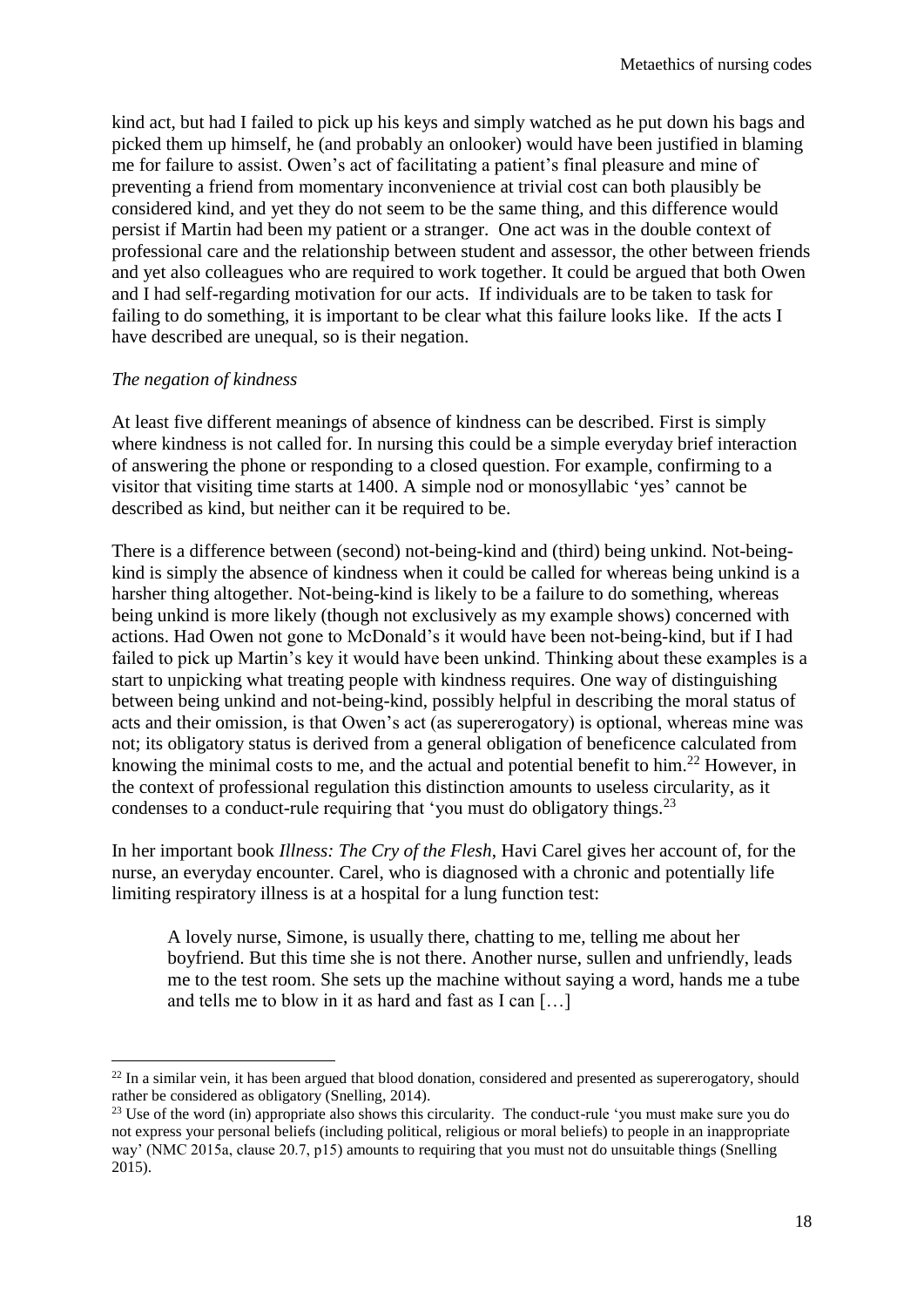kind act, but had I failed to pick up his keys and simply watched as he put down his bags and picked them up himself, he (and probably an onlooker) would have been justified in blaming me for failure to assist. Owen's act of facilitating a patient's final pleasure and mine of preventing a friend from momentary inconvenience at trivial cost can both plausibly be considered kind, and yet they do not seem to be the same thing, and this difference would persist if Martin had been my patient or a stranger. One act was in the double context of professional care and the relationship between student and assessor, the other between friends and yet also colleagues who are required to work together. It could be argued that both Owen and I had self-regarding motivation for our acts. If individuals are to be taken to task for failing to do something, it is important to be clear what this failure looks like. If the acts I have described are unequal, so is their negation.

*The negation of kindness*

At least five different meanings of absence of kindness can be described. First is simply where kindness is not called for. In nursing this could be a simple everyday brief interaction of answering the phone or responding to a closed question. For example, confirming to a visitor that visiting time starts at 1400. A simple nod or monosyllabic 'yes' cannot be described as kind, but neither can it be required to be.

There is a difference between (second) not-being-kind and (third) being unkind. Not-being-kind is simply the absence of kindness when it could be called for whereas being unkind is a harsher thing altogether. Not-being-kind is likely to be a failure to do something, whereas being unkind is more likely (though not exclusively as my example shows) concerned with actions. Had Owen not gone to McDonald's it would have been not-being-kind, but if I had failed to pick up Martin's key it would have been unkind. Thinking about these examples is a start to unpicking what treating people with kindness requires. One way of distinguishing between being unkind and not-being-kind, possibly helpful in describing the moral status of acts and their omission, is that Owen's act (as supererogatory) is optional, whereas mine was not; its obligatory status is derived from a general obligation of beneficence calculated from knowing the minimal costs to me, and the actual and potential benefit to him.[22] However, in the context of professional regulation this distinction amounts to useless circularity, as it condenses to a conduct-rule requiring that 'you must do obligatory things.[23]

In her important book *Illness: The Cry of the Flesh*, Havi Carel gives her account of, for the nurse, an everyday encounter. Carel, who is diagnosed with a chronic and potentially life limiting respiratory illness is at a hospital for a lung function test:

> A lovely nurse, Simone, is usually there, chatting to me, telling me about her boyfriend. But this time she is not there. Another nurse, sullen and unfriendly, leads me to the test room. She sets up the machine without saying a word, hands me a tube and tells me to blow in it as hard and fast as I can […]

---

[22] In a similar vein, it has been argued that blood donation, considered and presented as supererogatory, should rather be considered as obligatory (Snelling, 2014).

[23] Use of the word (in) appropriate also shows this circularity. The conduct-rule 'you must make sure you do not express your personal beliefs (including political, religious or moral beliefs) to people in an inappropriate way' (NMC 2015a, clause 20.7, p15) amounts to requiring that you must not do unsuitable things (Snelling 2015).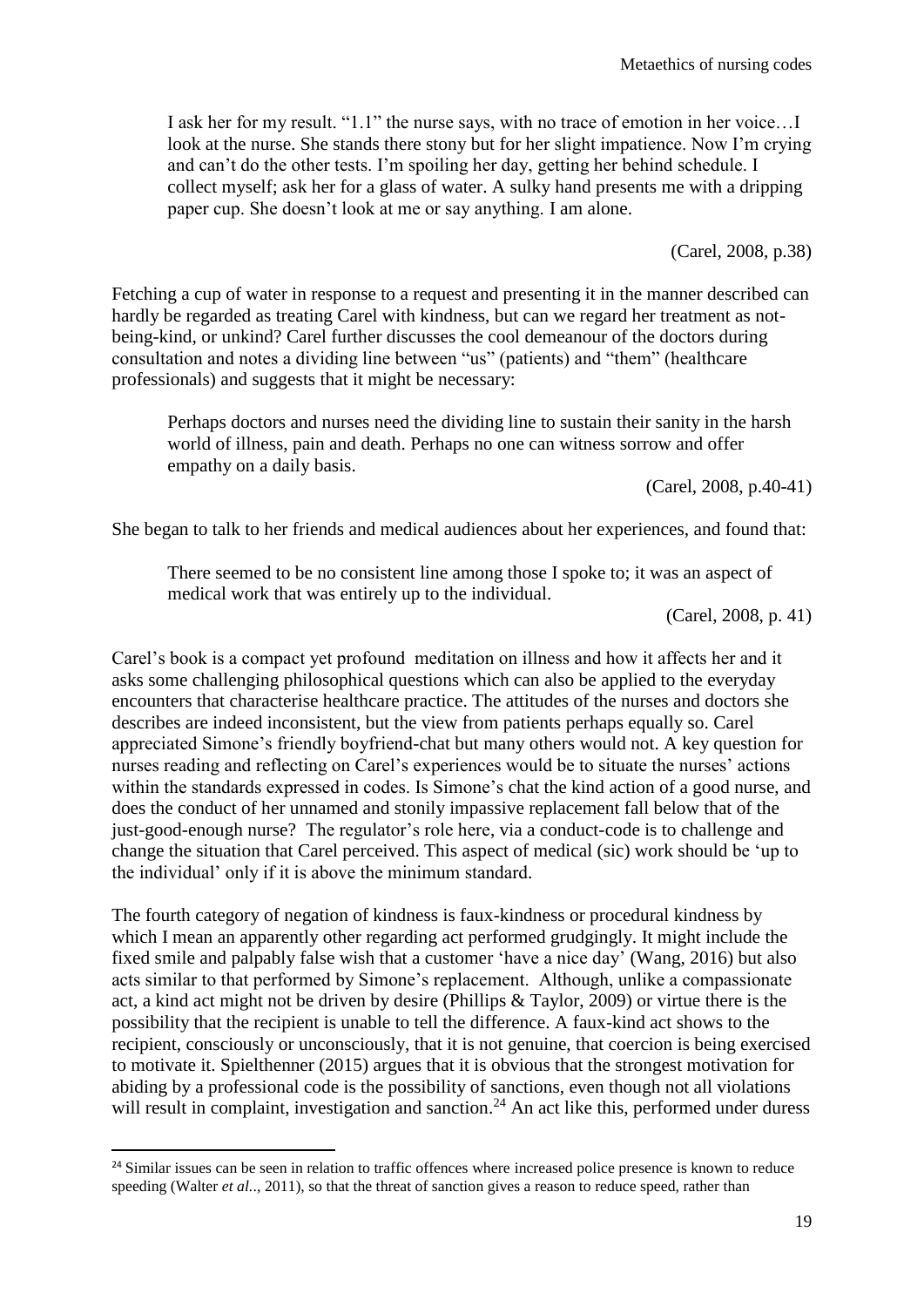> I ask her for my result. "1.1" the nurse says, with no trace of emotion in her voice…I look at the nurse. She stands there stony but for her slight impatience. Now I'm crying and can't do the other tests. I'm spoiling her day, getting her behind schedule. I collect myself; ask her for a glass of water. A sulky hand presents me with a dripping paper cup. She doesn't look at me or say anything. I am alone.
>
> (Carel, 2008, p.38)

Fetching a cup of water in response to a request and presenting it in the manner described can hardly be regarded as treating Carel with kindness, but can we regard her treatment as not-being-kind, or unkind? Carel further discusses the cool demeanour of the doctors during consultation and notes a dividing line between "us" (patients) and "them" (healthcare professionals) and suggests that it might be necessary:

> Perhaps doctors and nurses need the dividing line to sustain their sanity in the harsh world of illness, pain and death. Perhaps no one can witness sorrow and offer empathy on a daily basis.
>
> (Carel, 2008, p.40-41)

She began to talk to her friends and medical audiences about her experiences, and found that:

> There seemed to be no consistent line among those I spoke to; it was an aspect of medical work that was entirely up to the individual.
>
> (Carel, 2008, p. 41)

Carel's book is a compact yet profound meditation on illness and how it affects her and it asks some challenging philosophical questions which can also be applied to the everyday encounters that characterise healthcare practice. The attitudes of the nurses and doctors she describes are indeed inconsistent, but the view from patients perhaps equally so. Carel appreciated Simone's friendly boyfriend-chat but many others would not. A key question for nurses reading and reflecting on Carel's experiences would be to situate the nurses' actions within the standards expressed in codes. Is Simone's chat the kind action of a good nurse, and does the conduct of her unnamed and stonily impassive replacement fall below that of the just-good-enough nurse? The regulator's role here, via a conduct-code is to challenge and change the situation that Carel perceived. This aspect of medical (sic) work should be 'up to the individual' only if it is above the minimum standard.

The fourth category of negation of kindness is faux-kindness or procedural kindness by which I mean an apparently other regarding act performed grudgingly. It might include the fixed smile and palpably false wish that a customer 'have a nice day' (Wang, 2016) but also acts similar to that performed by Simone's replacement. Although, unlike a compassionate act, a kind act might not be driven by desire (Phillips & Taylor, 2009) or virtue there is the possibility that the recipient is unable to tell the difference. A faux-kind act shows to the recipient, consciously or unconsciously, that it is not genuine, that coercion is being exercised to motivate it. Spielthenner (2015) argues that it is obvious that the strongest motivation for abiding by a professional code is the possibility of sanctions, even though not all violations will result in complaint, investigation and sanction.[24] An act like this, performed under duress

[24] Similar issues can be seen in relation to traffic offences where increased police presence is known to reduce speeding (Walter *et al.*., 2011), so that the threat of sanction gives a reason to reduce speed, rather than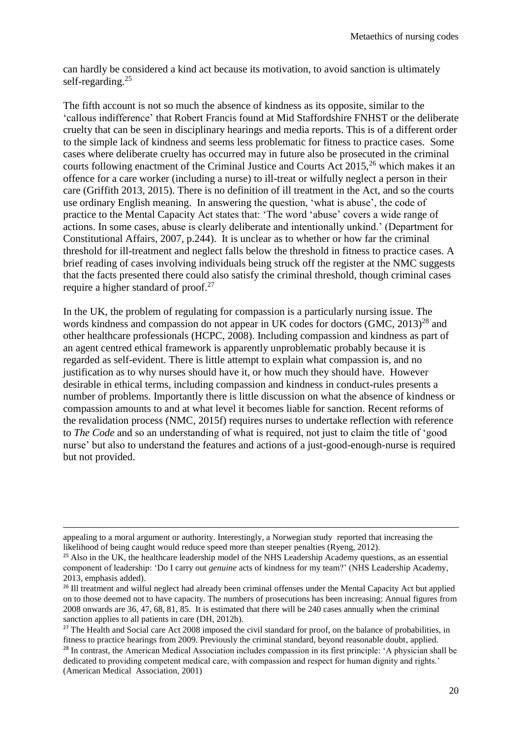can hardly be considered a kind act because its motivation, to avoid sanction is ultimately self-regarding.[25]

The fifth account is not so much the absence of kindness as its opposite, similar to the 'callous indifference' that Robert Francis found at Mid Staffordshire FNHST or the deliberate cruelty that can be seen in disciplinary hearings and media reports. This is of a different order to the simple lack of kindness and seems less problematic for fitness to practice cases. Some cases where deliberate cruelty has occurred may in future also be prosecuted in the criminal courts following enactment of the Criminal Justice and Courts Act 2015,[26] which makes it an offence for a care worker (including a nurse) to ill-treat or wilfully neglect a person in their care (Griffith 2013, 2015). There is no definition of ill treatment in the Act, and so the courts use ordinary English meaning. In answering the question, 'what is abuse', the code of practice to the Mental Capacity Act states that: 'The word 'abuse' covers a wide range of actions. In some cases, abuse is clearly deliberate and intentionally unkind.' (Department for Constitutional Affairs, 2007, p.244). It is unclear as to whether or how far the criminal threshold for ill-treatment and neglect falls below the threshold in fitness to practice cases. A brief reading of cases involving individuals being struck off the register at the NMC suggests that the facts presented there could also satisfy the criminal threshold, though criminal cases require a higher standard of proof.[27]

In the UK, the problem of regulating for compassion is a particularly nursing issue. The words kindness and compassion do not appear in UK codes for doctors (GMC, 2013)[28] and other healthcare professionals (HCPC, 2008). Including compassion and kindness as part of an agent centred ethical framework is apparently unproblematic probably because it is regarded as self-evident. There is little attempt to explain what compassion is, and no justification as to why nurses should have it, or how much they should have. However desirable in ethical terms, including compassion and kindness in conduct-rules presents a number of problems. Importantly there is little discussion on what the absence of kindness or compassion amounts to and at what level it becomes liable for sanction. Recent reforms of the revalidation process (NMC, 2015f) requires nurses to undertake reflection with reference to *The Code* and so an understanding of what is required, not just to claim the title of 'good nurse' but also to understand the features and actions of a just-good-enough-nurse is required but not provided.

---

appealing to a moral argument or authority. Interestingly, a Norwegian study reported that increasing the likelihood of being caught would reduce speed more than steeper penalties (Ryeng, 2012).

[25] Also in the UK, the healthcare leadership model of the NHS Leadership Academy questions, as an essential component of leadership: 'Do I carry out *genuine* acts of kindness for my team?' (NHS Leadership Academy, 2013, emphasis added).

[26] Ill treatment and wilful neglect had already been criminal offenses under the Mental Capacity Act but applied on to those deemed not to have capacity. The numbers of prosecutions has been increasing: Annual figures from 2008 onwards are 36, 47, 68, 81, 85. It is estimated that there will be 240 cases annually when the criminal sanction applies to all patients in care (DH, 2012b).

[27] The Health and Social care Act 2008 imposed the civil standard for proof, on the balance of probabilities, in fitness to practice hearings from 2009. Previously the criminal standard, beyond reasonable doubt, applied.

[28] In contrast, the American Medical Association includes compassion in its first principle: 'A physician shall be dedicated to providing competent medical care, with compassion and respect for human dignity and rights.' (American Medical Association, 2001)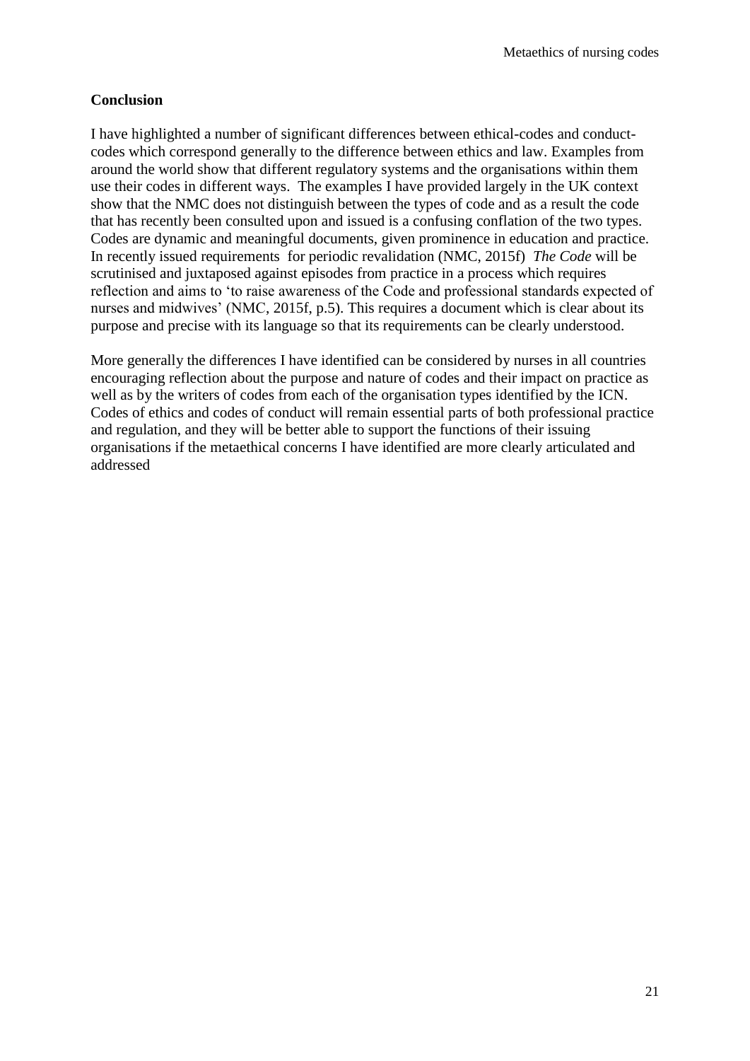## Conclusion

I have highlighted a number of significant differences between ethical-codes and conduct-codes which correspond generally to the difference between ethics and law. Examples from around the world show that different regulatory systems and the organisations within them use their codes in different ways. The examples I have provided largely in the UK context show that the NMC does not distinguish between the types of code and as a result the code that has recently been consulted upon and issued is a confusing conflation of the two types. Codes are dynamic and meaningful documents, given prominence in education and practice. In recently issued requirements for periodic revalidation (NMC, 2015f) *The Code* will be scrutinised and juxtaposed against episodes from practice in a process which requires reflection and aims to 'to raise awareness of the Code and professional standards expected of nurses and midwives' (NMC, 2015f, p.5). This requires a document which is clear about its purpose and precise with its language so that its requirements can be clearly understood.

More generally the differences I have identified can be considered by nurses in all countries encouraging reflection about the purpose and nature of codes and their impact on practice as well as by the writers of codes from each of the organisation types identified by the ICN. Codes of ethics and codes of conduct will remain essential parts of both professional practice and regulation, and they will be better able to support the functions of their issuing organisations if the metaethical concerns I have identified are more clearly articulated and addressed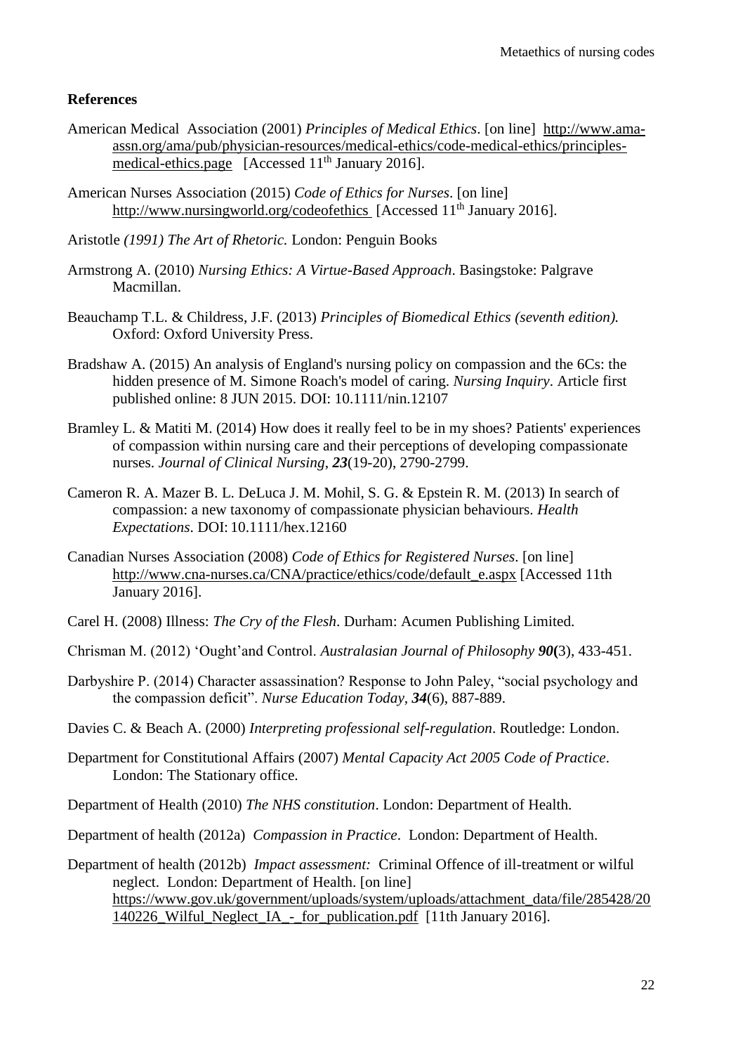**References**

American Medical Association (2001) *Principles of Medical Ethics*. [on line] http://www.ama-assn.org/ama/pub/physician-resources/medical-ethics/code-medical-ethics/principles-medical-ethics.page [Accessed 11th January 2016].

American Nurses Association (2015) *Code of Ethics for Nurses*. [on line] http://www.nursingworld.org/codeofethics [Accessed 11th January 2016].

Aristotle *(1991) The Art of Rhetoric.* London: Penguin Books

Armstrong A. (2010) *Nursing Ethics: A Virtue-Based Approach*. Basingstoke: Palgrave Macmillan.

Beauchamp T.L. & Childress, J.F. (2013) *Principles of Biomedical Ethics (seventh edition).* Oxford: Oxford University Press.

Bradshaw A. (2015) An analysis of England's nursing policy on compassion and the 6Cs: the hidden presence of M. Simone Roach's model of caring. *Nursing Inquiry*. Article first published online: 8 JUN 2015. DOI: 10.1111/nin.12107

Bramley L. & Matiti M. (2014) How does it really feel to be in my shoes? Patients' experiences of compassion within nursing care and their perceptions of developing compassionate nurses. *Journal of Clinical Nursing*, ***23***(19-20), 2790-2799.

Cameron R. A. Mazer B. L. DeLuca J. M. Mohil, S. G. & Epstein R. M. (2013) In search of compassion: a new taxonomy of compassionate physician behaviours. *Health Expectations*. DOI: 10.1111/hex.12160

Canadian Nurses Association (2008) *Code of Ethics for Registered Nurses*. [on line] http://www.cna-nurses.ca/CNA/practice/ethics/code/default_e.aspx [Accessed 11th January 2016].

Carel H. (2008) Illness: *The Cry of the Flesh*. Durham: Acumen Publishing Limited.

Chrisman M. (2012) 'Ought'and Control. *Australasian Journal of Philosophy* ***90*(**3), 433-451.

Darbyshire P. (2014) Character assassination? Response to John Paley, "social psychology and the compassion deficit". *Nurse Education Today, **34***(6), 887-889.

Davies C. & Beach A. (2000) *Interpreting professional self-regulation*. Routledge: London.

Department for Constitutional Affairs (2007) *Mental Capacity Act 2005 Code of Practice*. London: The Stationary office.

Department of Health (2010) *The NHS constitution*. London: Department of Health.

Department of health (2012a) *Compassion in Practice*. London: Department of Health.

Department of health (2012b) *Impact assessment:* Criminal Offence of ill-treatment or wilful neglect. London: Department of Health. [on line] https://www.gov.uk/government/uploads/system/uploads/attachment_data/file/285428/20140226_Wilful_Neglect_IA_-_for_publication.pdf [11th January 2016].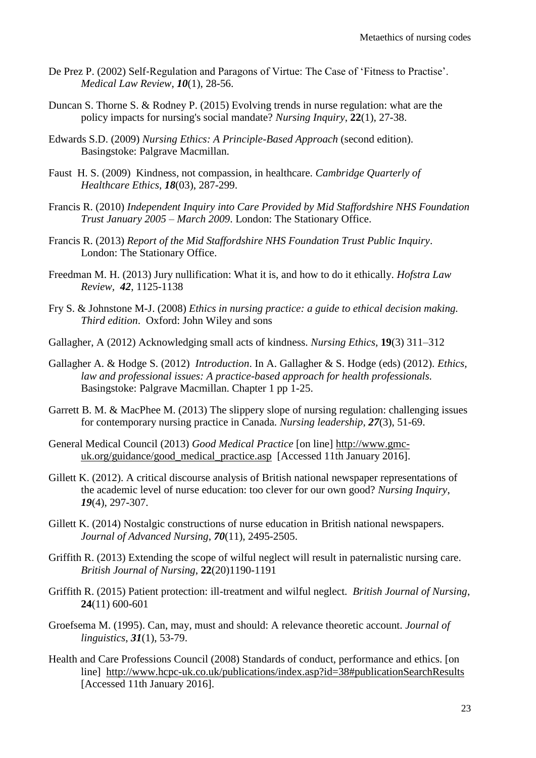De Prez P. (2002) Self-Regulation and Paragons of Virtue: The Case of 'Fitness to Practise'. *Medical Law Review*, ***10***(1), 28-56.

Duncan S. Thorne S. & Rodney P. (2015) Evolving trends in nurse regulation: what are the policy impacts for nursing's social mandate? *Nursing Inquiry*, **22**(1), 27-38.

Edwards S.D. (2009) *Nursing Ethics: A Principle-Based Approach* (second edition). Basingstoke: Palgrave Macmillan.

Faust H. S. (2009) Kindness, not compassion, in healthcare. *Cambridge Quarterly of Healthcare Ethics*, ***18***(03), 287-299.

Francis R. (2010) *Independent Inquiry into Care Provided by Mid Staffordshire NHS Foundation Trust January 2005 – March 2009*. London: The Stationary Office.

Francis R. (2013) *Report of the Mid Staffordshire NHS Foundation Trust Public Inquiry*. London: The Stationary Office.

Freedman M. H. (2013) Jury nullification: What it is, and how to do it ethically. *Hofstra Law Review*, ***42***, 1125-1138

Fry S. & Johnstone M-J. (2008) *Ethics in nursing practice: a guide to ethical decision making. Third edition*. Oxford: John Wiley and sons

Gallagher, A (2012) Acknowledging small acts of kindness. *Nursing Ethics*, **19**(3) 311–312

Gallagher A. & Hodge S. (2012) *Introduction*. In A. Gallagher & S. Hodge (eds) (2012). *Ethics, law and professional issues: A practice-based approach for health professionals.* Basingstoke: Palgrave Macmillan. Chapter 1 pp 1-25.

Garrett B. M. & MacPhee M. (2013) The slippery slope of nursing regulation: challenging issues for contemporary nursing practice in Canada. *Nursing leadership*, ***27***(3), 51-69.

General Medical Council (2013) *Good Medical Practice* [on line] http://www.gmc-uk.org/guidance/good_medical_practice.asp [Accessed 11th January 2016].

Gillett K. (2012). A critical discourse analysis of British national newspaper representations of the academic level of nurse education: too clever for our own good? *Nursing Inquiry*, ***19***(4), 297-307.

Gillett K. (2014) Nostalgic constructions of nurse education in British national newspapers. *Journal of Advanced Nursing*, ***70***(11), 2495-2505.

Griffith R. (2013) Extending the scope of wilful neglect will result in paternalistic nursing care. *British Journal of Nursing*, **22**(20)1190-1191

Griffith R. (2015) Patient protection: ill-treatment and wilful neglect. *British Journal of Nursing*, **24**(11) 600-601

Groefsema M. (1995). Can, may, must and should: A relevance theoretic account. *Journal of linguistics*, ***31***(1), 53-79.

Health and Care Professions Council (2008) Standards of conduct, performance and ethics. [on line] http://www.hcpc-uk.co.uk/publications/index.asp?id=38#publicationSearchResults [Accessed 11th January 2016].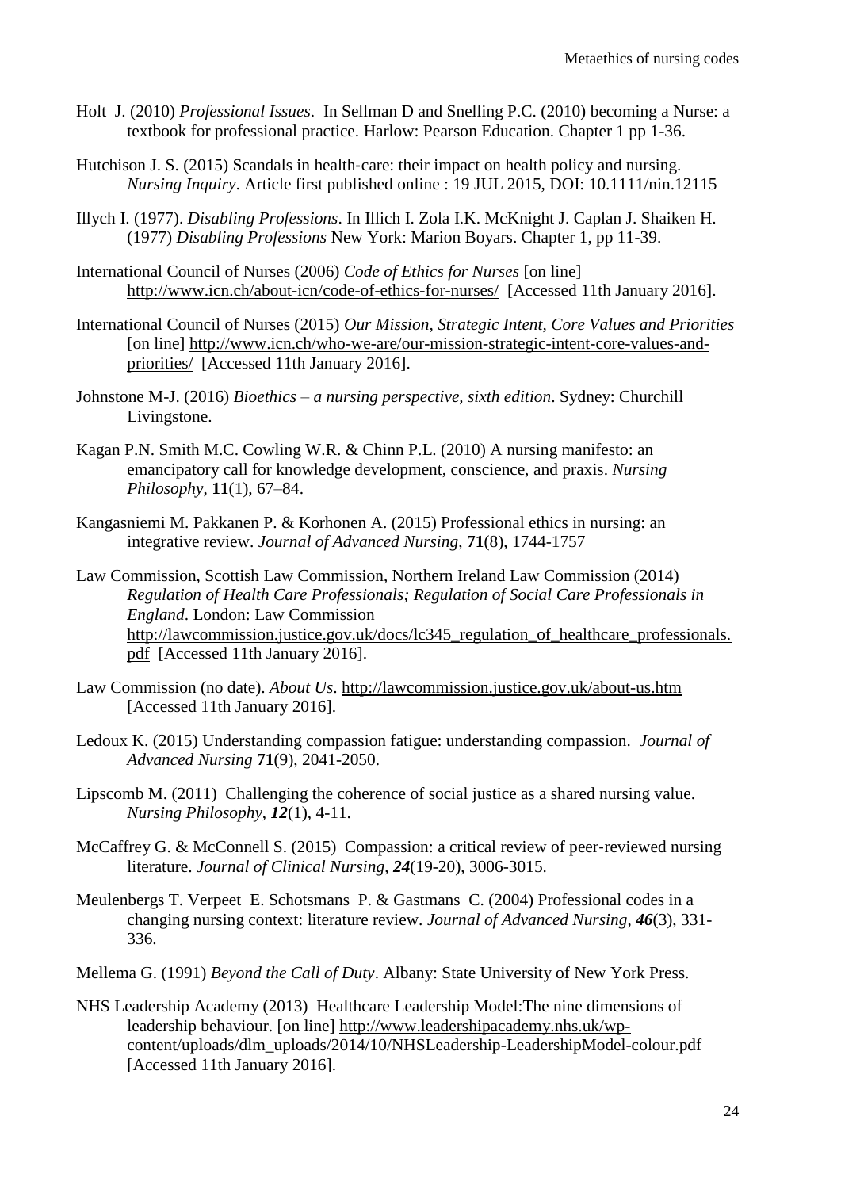Holt J. (2010) *Professional Issues*. In Sellman D and Snelling P.C. (2010) becoming a Nurse: a textbook for professional practice. Harlow: Pearson Education. Chapter 1 pp 1-36.

Hutchison J. S. (2015) Scandals in health-care: their impact on health policy and nursing. *Nursing Inquiry*. Article first published online : 19 JUL 2015, DOI: 10.1111/nin.12115

Illych I. (1977). *Disabling Professions*. In Illich I. Zola I.K. McKnight J. Caplan J. Shaiken H. (1977) *Disabling Professions* New York: Marion Boyars. Chapter 1, pp 11-39.

International Council of Nurses (2006) *Code of Ethics for Nurses* [on line] http://www.icn.ch/about-icn/code-of-ethics-for-nurses/ [Accessed 11th January 2016].

International Council of Nurses (2015) *Our Mission, Strategic Intent, Core Values and Priorities* [on line] http://www.icn.ch/who-we-are/our-mission-strategic-intent-core-values-and-priorities/ [Accessed 11th January 2016].

Johnstone M-J. (2016) *Bioethics – a nursing perspective, sixth edition*. Sydney: Churchill Livingstone.

Kagan P.N. Smith M.C. Cowling W.R. & Chinn P.L. (2010) A nursing manifesto: an emancipatory call for knowledge development, conscience, and praxis. *Nursing Philosophy*, **11**(1), 67–84.

Kangasniemi M. Pakkanen P. & Korhonen A. (2015) Professional ethics in nursing: an integrative review. *Journal of Advanced Nursing*, **71**(8), 1744-1757

Law Commission, Scottish Law Commission, Northern Ireland Law Commission (2014) *Regulation of Health Care Professionals; Regulation of Social Care Professionals in England*. London: Law Commission http://lawcommission.justice.gov.uk/docs/lc345_regulation_of_healthcare_professionals.pdf [Accessed 11th January 2016].

Law Commission (no date). *About Us*. http://lawcommission.justice.gov.uk/about-us.htm [Accessed 11th January 2016].

Ledoux K. (2015) Understanding compassion fatigue: understanding compassion. *Journal of Advanced Nursing* **71**(9), 2041-2050.

Lipscomb M. (2011) Challenging the coherence of social justice as a shared nursing value. *Nursing Philosophy*, ***12***(1), 4-11.

McCaffrey G. & McConnell S. (2015) Compassion: a critical review of peer-reviewed nursing literature. *Journal of Clinical Nursing*, ***24***(19-20), 3006-3015.

Meulenbergs T. Verpeet E. Schotsmans P. & Gastmans C. (2004) Professional codes in a changing nursing context: literature review. *Journal of Advanced Nursing*, ***46***(3), 331-336.

Mellema G. (1991) *Beyond the Call of Duty*. Albany: State University of New York Press.

NHS Leadership Academy (2013) Healthcare Leadership Model:The nine dimensions of leadership behaviour. [on line] http://www.leadershipacademy.nhs.uk/wp-content/uploads/dlm_uploads/2014/10/NHSLeadership-LeadershipModel-colour.pdf [Accessed 11th January 2016].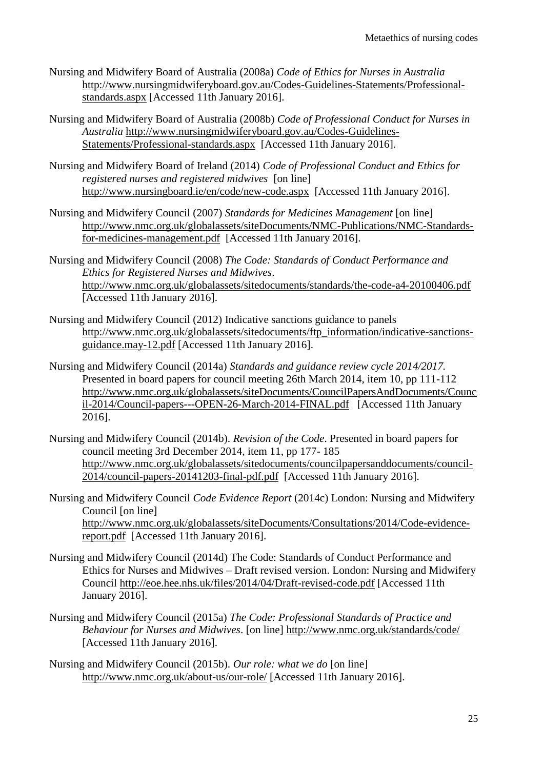Nursing and Midwifery Board of Australia (2008a) *Code of Ethics for Nurses in Australia* http://www.nursingmidwiferyboard.gov.au/Codes-Guidelines-Statements/Professional-standards.aspx [Accessed 11th January 2016].

Nursing and Midwifery Board of Australia (2008b) *Code of Professional Conduct for Nurses in Australia* http://www.nursingmidwiferyboard.gov.au/Codes-Guidelines-Statements/Professional-standards.aspx [Accessed 11th January 2016].

Nursing and Midwifery Board of Ireland (2014) *Code of Professional Conduct and Ethics for registered nurses and registered midwives* [on line] http://www.nursingboard.ie/en/code/new-code.aspx [Accessed 11th January 2016].

Nursing and Midwifery Council (2007) *Standards for Medicines Management* [on line] http://www.nmc.org.uk/globalassets/siteDocuments/NMC-Publications/NMC-Standards-for-medicines-management.pdf [Accessed 11th January 2016].

Nursing and Midwifery Council (2008) *The Code: Standards of Conduct Performance and Ethics for Registered Nurses and Midwives*. http://www.nmc.org.uk/globalassets/sitedocuments/standards/the-code-a4-20100406.pdf [Accessed 11th January 2016].

Nursing and Midwifery Council (2012) Indicative sanctions guidance to panels http://www.nmc.org.uk/globalassets/sitedocuments/ftp_information/indicative-sanctions-guidance.may-12.pdf [Accessed 11th January 2016].

Nursing and Midwifery Council (2014a) *Standards and guidance review cycle 2014/2017.* Presented in board papers for council meeting 26th March 2014, item 10, pp 111-112 http://www.nmc.org.uk/globalassets/siteDocuments/CouncilPapersAndDocuments/Council-2014/Council-papers---OPEN-26-March-2014-FINAL.pdf [Accessed 11th January 2016].

Nursing and Midwifery Council (2014b). *Revision of the Code*. Presented in board papers for council meeting 3rd December 2014, item 11, pp 177- 185 http://www.nmc.org.uk/globalassets/sitedocuments/councilpapersanddocuments/council-2014/council-papers-20141203-final-pdf.pdf [Accessed 11th January 2016].

Nursing and Midwifery Council *Code Evidence Report* (2014c) London: Nursing and Midwifery Council [on line] http://www.nmc.org.uk/globalassets/siteDocuments/Consultations/2014/Code-evidence-report.pdf [Accessed 11th January 2016].

Nursing and Midwifery Council (2014d) The Code: Standards of Conduct Performance and Ethics for Nurses and Midwives – Draft revised version. London: Nursing and Midwifery Council http://eoe.hee.nhs.uk/files/2014/04/Draft-revised-code.pdf [Accessed 11th January 2016].

Nursing and Midwifery Council (2015a) *The Code: Professional Standards of Practice and Behaviour for Nurses and Midwives*. [on line] http://www.nmc.org.uk/standards/code/ [Accessed 11th January 2016].

Nursing and Midwifery Council (2015b). *Our role: what we do* [on line] http://www.nmc.org.uk/about-us/our-role/ [Accessed 11th January 2016].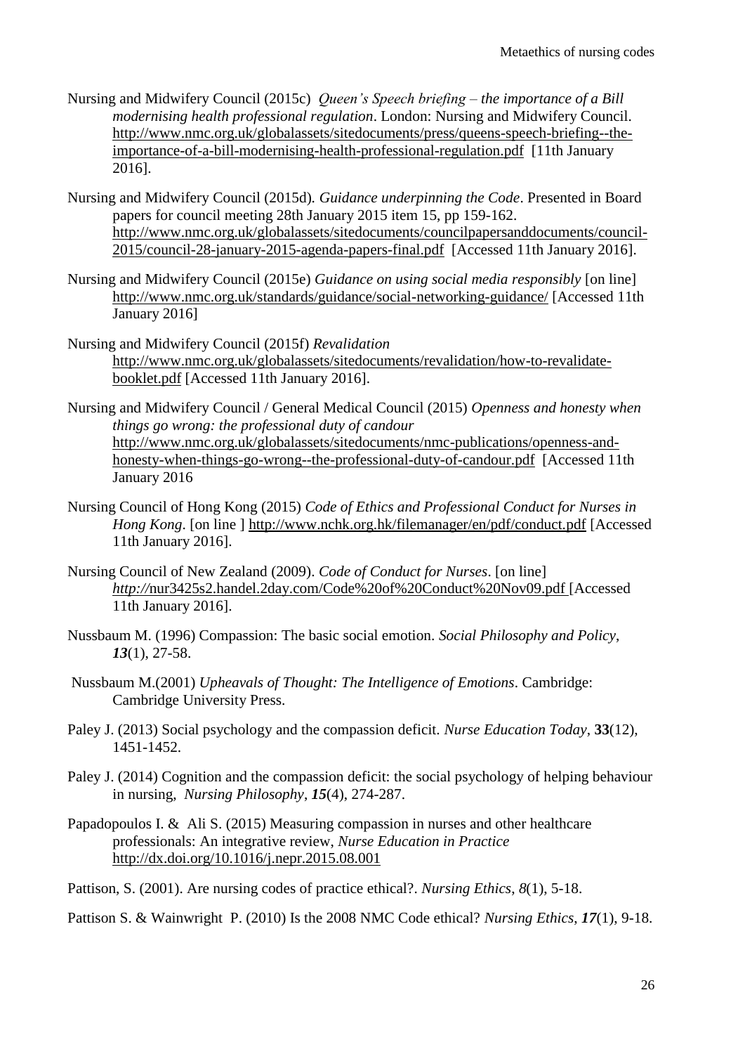Nursing and Midwifery Council (2015c) *Queen's Speech briefing – the importance of a Bill modernising health professional regulation*. London: Nursing and Midwifery Council. http://www.nmc.org.uk/globalassets/sitedocuments/press/queens-speech-briefing--the-importance-of-a-bill-modernising-health-professional-regulation.pdf [11th January 2016].

Nursing and Midwifery Council (2015d). *Guidance underpinning the Code*. Presented in Board papers for council meeting 28th January 2015 item 15, pp 159-162. http://www.nmc.org.uk/globalassets/sitedocuments/councilpapersanddocuments/council-2015/council-28-january-2015-agenda-papers-final.pdf [Accessed 11th January 2016].

Nursing and Midwifery Council (2015e) *Guidance on using social media responsibly* [on line] http://www.nmc.org.uk/standards/guidance/social-networking-guidance/ [Accessed 11th January 2016]

Nursing and Midwifery Council (2015f) *Revalidation* http://www.nmc.org.uk/globalassets/sitedocuments/revalidation/how-to-revalidate-booklet.pdf [Accessed 11th January 2016].

Nursing and Midwifery Council / General Medical Council (2015) *Openness and honesty when things go wrong: the professional duty of candour* http://www.nmc.org.uk/globalassets/sitedocuments/nmc-publications/openness-and-honesty-when-things-go-wrong--the-professional-duty-of-candour.pdf [Accessed 11th January 2016

Nursing Council of Hong Kong (2015) *Code of Ethics and Professional Conduct for Nurses in Hong Kong*. [on line ] http://www.nchk.org.hk/filemanager/en/pdf/conduct.pdf [Accessed 11th January 2016].

Nursing Council of New Zealand (2009). *Code of Conduct for Nurses*. [on line] *http://*nur3425s2.handel.2day.com/Code%20of%20Conduct%20Nov09.pdf [Accessed 11th January 2016].

Nussbaum M. (1996) Compassion: The basic social emotion. *Social Philosophy and Policy*, ***13***(1), 27-58.

Nussbaum M.(2001) *Upheavals of Thought: The Intelligence of Emotions*. Cambridge: Cambridge University Press.

Paley J. (2013) Social psychology and the compassion deficit. *Nurse Education Today*, **33**(12), 1451-1452.

Paley J. (2014) Cognition and the compassion deficit: the social psychology of helping behaviour in nursing, *Nursing Philosophy*, ***15***(4), 274-287.

Papadopoulos I. & Ali S. (2015) Measuring compassion in nurses and other healthcare professionals: An integrative review, *Nurse Education in Practice* http://dx.doi.org/10.1016/j.nepr.2015.08.001

Pattison, S. (2001). Are nursing codes of practice ethical?. *Nursing Ethics*, *8*(1), 5-18.

Pattison S. & Wainwright P. (2010) Is the 2008 NMC Code ethical? *Nursing Ethics*, ***17***(1), 9-18.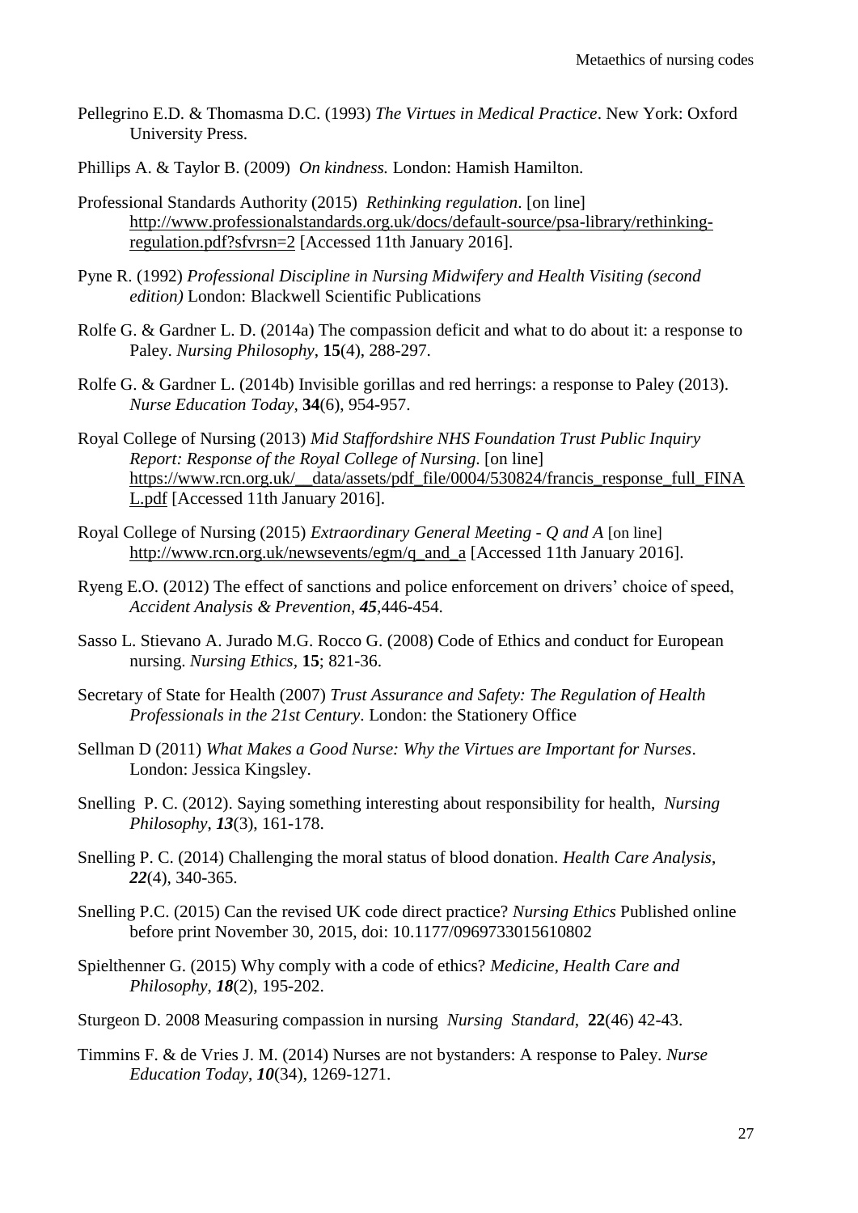Pellegrino E.D. & Thomasma D.C. (1993) *The Virtues in Medical Practice*. New York: Oxford University Press.

Phillips A. & Taylor B. (2009) *On kindness.* London: Hamish Hamilton.

Professional Standards Authority (2015) *Rethinking regulation*. [on line] http://www.professionalstandards.org.uk/docs/default-source/psa-library/rethinking-regulation.pdf?sfvrsn=2 [Accessed 11th January 2016].

Pyne R. (1992) *Professional Discipline in Nursing Midwifery and Health Visiting (second edition)* London: Blackwell Scientific Publications

Rolfe G. & Gardner L. D. (2014a) The compassion deficit and what to do about it: a response to Paley. *Nursing Philosophy*, **15**(4), 288-297.

Rolfe G. & Gardner L. (2014b) Invisible gorillas and red herrings: a response to Paley (2013). *Nurse Education Today*, **34**(6), 954-957.

Royal College of Nursing (2013) *Mid Staffordshire NHS Foundation Trust Public Inquiry Report: Response of the Royal College of Nursing.* [on line] https://www.rcn.org.uk/__data/assets/pdf_file/0004/530824/francis_response_full_FINAL.pdf [Accessed 11th January 2016].

Royal College of Nursing (2015) *Extraordinary General Meeting - Q and A* [on line] http://www.rcn.org.uk/newsevents/egm/q_and_a [Accessed 11th January 2016].

Ryeng E.O. (2012) The effect of sanctions and police enforcement on drivers' choice of speed, *Accident Analysis & Prevention*, ***45***,446-454.

Sasso L. Stievano A. Jurado M.G. Rocco G. (2008) Code of Ethics and conduct for European nursing. *Nursing Ethics,* **15**; 821-36.

Secretary of State for Health (2007) *Trust Assurance and Safety: The Regulation of Health Professionals in the 21st Century*. London: the Stationery Office

Sellman D (2011) *What Makes a Good Nurse: Why the Virtues are Important for Nurses*. London: Jessica Kingsley.

Snelling P. C. (2012). Saying something interesting about responsibility for health, *Nursing Philosophy*, ***13***(3), 161-178.

Snelling P. C. (2014) Challenging the moral status of blood donation. *Health Care Analysis*, ***22***(4), 340-365.

Snelling P.C. (2015) Can the revised UK code direct practice? *Nursing Ethics* Published online before print November 30, 2015, doi: 10.1177/0969733015610802

Spielthenner G. (2015) Why comply with a code of ethics? *Medicine, Health Care and Philosophy*, ***18***(2), 195-202.

Sturgeon D. 2008 Measuring compassion in nursing *Nursing Standard*, **22**(46) 42-43.

Timmins F. & de Vries J. M. (2014) Nurses are not bystanders: A response to Paley. *Nurse Education Today*, ***10***(34), 1269-1271.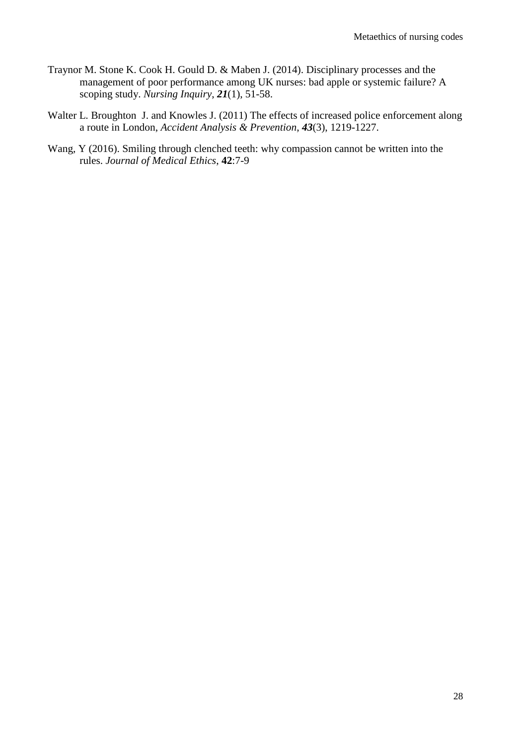Traynor M. Stone K. Cook H. Gould D. & Maben J. (2014). Disciplinary processes and the management of poor performance among UK nurses: bad apple or systemic failure? A scoping study. *Nursing Inquiry*, ***21***(1), 51-58.

Walter L. Broughton J. and Knowles J. (2011) The effects of increased police enforcement along a route in London, *Accident Analysis & Prevention*, ***43***(3), 1219-1227.

Wang, Y (2016). Smiling through clenched teeth: why compassion cannot be written into the rules. *Journal of Medical Ethics*, **42**:7-9